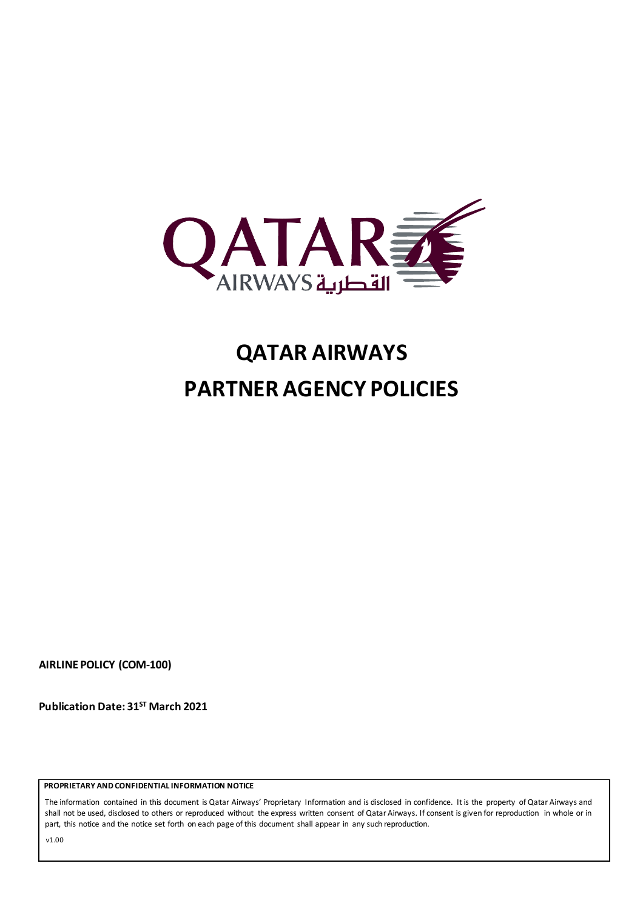# QATAR AIRWAYS

# PARTNER AGENCY POLICIES

**AIRLINE POLICY (COM-100)**

**Publication Date: 31[ST] March 2021**

**PROPRIETARY AND CONFIDENTIAL INFORMATION NOTICE**

The information contained in this document is Qatar Airways' Proprietary Information and is disclosed in confidence. It is the property of Qatar Airways and shall not be used, disclosed to others or reproduced without the express written consent of Qatar Airways. If consent is given for reproduction in whole or in part, this notice and the notice set forth on each page of this document shall appear in any such reproduction.

v1.00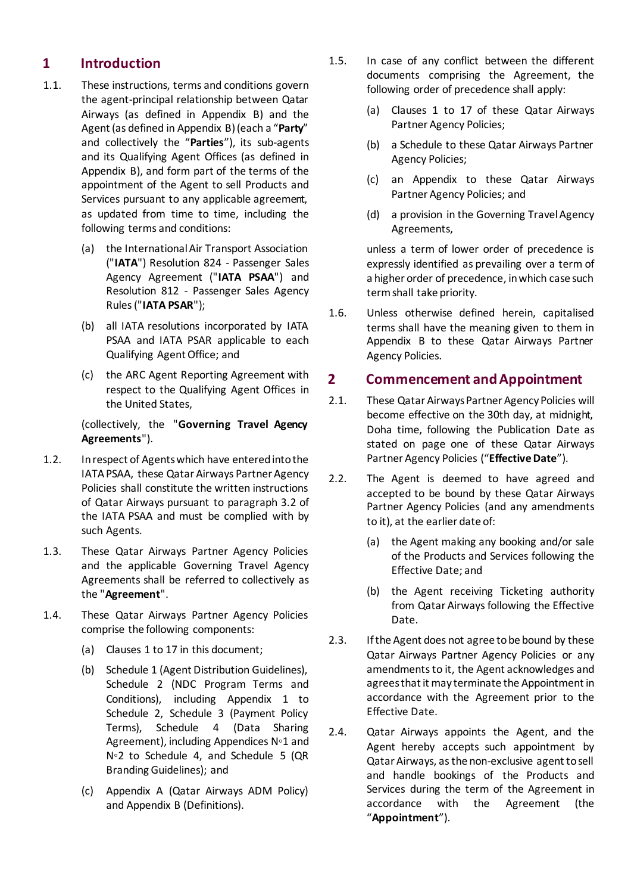## 1 Introduction

1.1. These instructions, terms and conditions govern the agent-principal relationship between Qatar Airways (as defined in Appendix B) and the Agent (as defined in Appendix B) (each a "**Party**" and collectively the "**Parties**"), its sub-agents and its Qualifying Agent Offices (as defined in Appendix B), and form part of the terms of the appointment of the Agent to sell Products and Services pursuant to any applicable agreement, as updated from time to time, including the following terms and conditions:

   (a) the International Air Transport Association ("**IATA**") Resolution 824 - Passenger Sales Agency Agreement ("**IATA PSAA**") and Resolution 812 - Passenger Sales Agency Rules ("**IATA PSAR**");

   (b) all IATA resolutions incorporated by IATA PSAA and IATA PSAR applicable to each Qualifying Agent Office; and

   (c) the ARC Agent Reporting Agreement with respect to the Qualifying Agent Offices in the United States,

   (collectively, the "**Governing Travel Agency Agreements**").

1.2. In respect of Agents which have entered into the IATA PSAA, these Qatar Airways Partner Agency Policies shall constitute the written instructions of Qatar Airways pursuant to paragraph 3.2 of the IATA PSAA and must be complied with by such Agents.

1.3. These Qatar Airways Partner Agency Policies and the applicable Governing Travel Agency Agreements shall be referred to collectively as the "**Agreement**".

1.4. These Qatar Airways Partner Agency Policies comprise the following components:

   (a) Clauses 1 to 17 in this document;

   (b) Schedule 1 (Agent Distribution Guidelines), Schedule 2 (NDC Program Terms and Conditions), including Appendix 1 to Schedule 2, Schedule 3 (Payment Policy Terms), Schedule 4 (Data Sharing Agreement), including Appendices N◦1 and N◦2 to Schedule 4, and Schedule 5 (QR Branding Guidelines); and

   (c) Appendix A (Qatar Airways ADM Policy) and Appendix B (Definitions).

1.5. In case of any conflict between the different documents comprising the Agreement, the following order of precedence shall apply:

   (a) Clauses 1 to 17 of these Qatar Airways Partner Agency Policies;

   (b) a Schedule to these Qatar Airways Partner Agency Policies;

   (c) an Appendix to these Qatar Airways Partner Agency Policies; and

   (d) a provision in the Governing Travel Agency Agreements,

   unless a term of lower order of precedence is expressly identified as prevailing over a term of a higher order of precedence, in which case such term shall take priority.

1.6. Unless otherwise defined herein, capitalised terms shall have the meaning given to them in Appendix B to these Qatar Airways Partner Agency Policies.

## 2 Commencement and Appointment

2.1. These Qatar Airways Partner Agency Policies will become effective on the 30th day, at midnight, Doha time, following the Publication Date as stated on page one of these Qatar Airways Partner Agency Policies ("**Effective Date**").

2.2. The Agent is deemed to have agreed and accepted to be bound by these Qatar Airways Partner Agency Policies (and any amendments to it), at the earlier date of:

   (a) the Agent making any booking and/or sale of the Products and Services following the Effective Date; and

   (b) the Agent receiving Ticketing authority from Qatar Airways following the Effective Date.

2.3. If the Agent does not agree to be bound by these Qatar Airways Partner Agency Policies or any amendments to it, the Agent acknowledges and agrees that it may terminate the Appointment in accordance with the Agreement prior to the Effective Date.

2.4. Qatar Airways appoints the Agent, and the Agent hereby accepts such appointment by Qatar Airways, as the non-exclusive agent to sell and handle bookings of the Products and Services during the term of the Agreement in accordance with the Agreement (the "**Appointment**").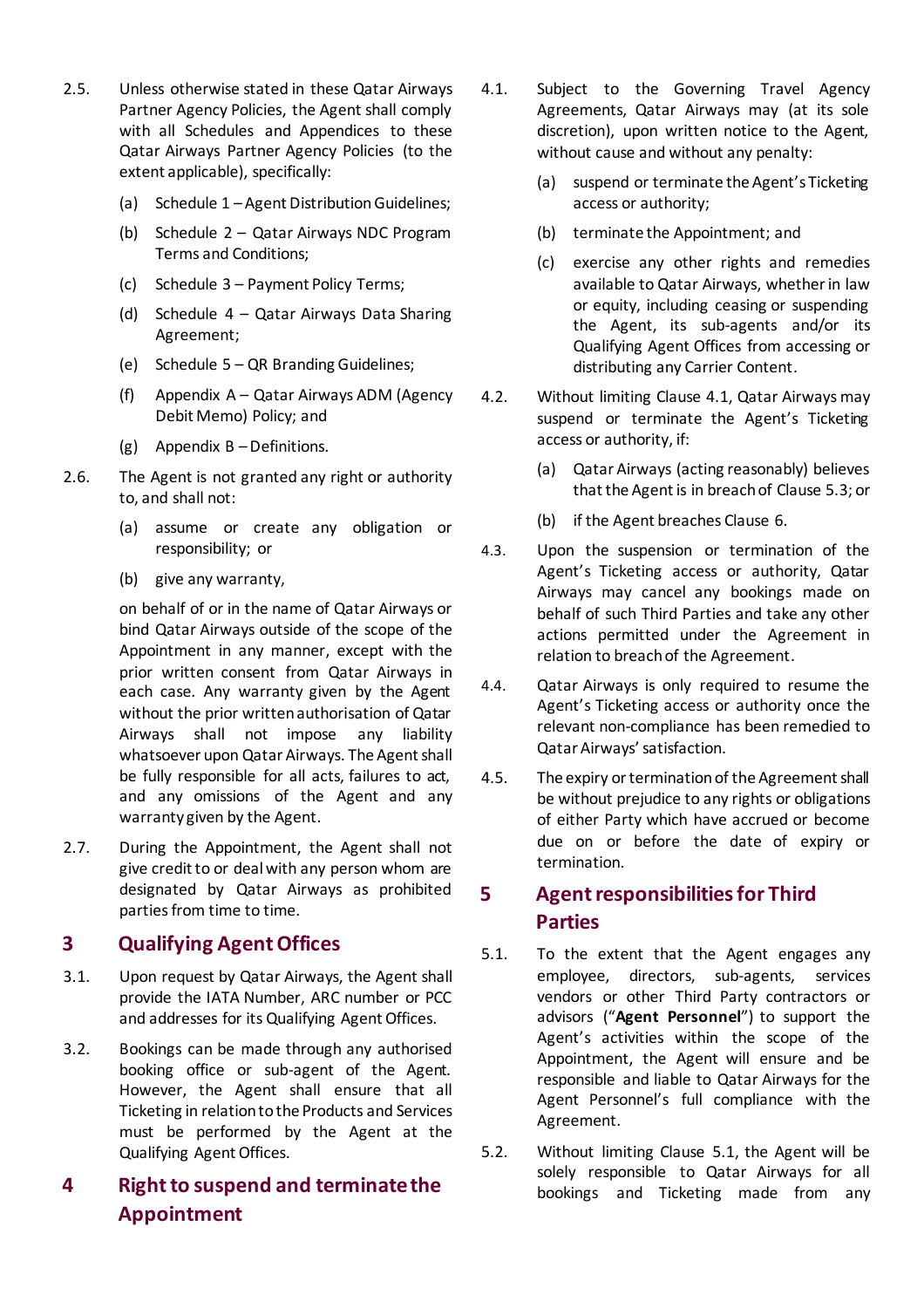2.5. Unless otherwise stated in these Qatar Airways Partner Agency Policies, the Agent shall comply with all Schedules and Appendices to these Qatar Airways Partner Agency Policies (to the extent applicable), specifically:

(a) Schedule 1 – Agent Distribution Guidelines;

(b) Schedule 2 – Qatar Airways NDC Program Terms and Conditions;

(c) Schedule 3 – Payment Policy Terms;

(d) Schedule 4 – Qatar Airways Data Sharing Agreement;

(e) Schedule 5 – QR Branding Guidelines;

(f) Appendix A – Qatar Airways ADM (Agency Debit Memo) Policy; and

(g) Appendix B – Definitions.

2.6. The Agent is not granted any right or authority to, and shall not:

(a) assume or create any obligation or responsibility; or

(b) give any warranty,

on behalf of or in the name of Qatar Airways or bind Qatar Airways outside of the scope of the Appointment in any manner, except with the prior written consent from Qatar Airways in each case. Any warranty given by the Agent without the prior written authorisation of Qatar Airways shall not impose any liability whatsoever upon Qatar Airways. The Agent shall be fully responsible for all acts, failures to act, and any omissions of the Agent and any warranty given by the Agent.

2.7. During the Appointment, the Agent shall not give credit to or deal with any person whom are designated by Qatar Airways as prohibited parties from time to time.

## 3 Qualifying Agent Offices

3.1. Upon request by Qatar Airways, the Agent shall provide the IATA Number, ARC number or PCC and addresses for its Qualifying Agent Offices.

3.2. Bookings can be made through any authorised booking office or sub-agent of the Agent. However, the Agent shall ensure that all Ticketing in relation to the Products and Services must be performed by the Agent at the Qualifying Agent Offices.

## 4 Right to suspend and terminate the Appointment

4.1. Subject to the Governing Travel Agency Agreements, Qatar Airways may (at its sole discretion), upon written notice to the Agent, without cause and without any penalty:

(a) suspend or terminate the Agent's Ticketing access or authority;

(b) terminate the Appointment; and

(c) exercise any other rights and remedies available to Qatar Airways, whether in law or equity, including ceasing or suspending the Agent, its sub-agents and/or its Qualifying Agent Offices from accessing or distributing any Carrier Content.

4.2. Without limiting Clause 4.1, Qatar Airways may suspend or terminate the Agent's Ticketing access or authority, if:

(a) Qatar Airways (acting reasonably) believes that the Agent is in breach of Clause 5.3; or

(b) if the Agent breaches Clause 6.

4.3. Upon the suspension or termination of the Agent's Ticketing access or authority, Qatar Airways may cancel any bookings made on behalf of such Third Parties and take any other actions permitted under the Agreement in relation to breach of the Agreement.

4.4. Qatar Airways is only required to resume the Agent's Ticketing access or authority once the relevant non-compliance has been remedied to Qatar Airways' satisfaction.

4.5. The expiry or termination of the Agreement shall be without prejudice to any rights or obligations of either Party which have accrued or become due on or before the date of expiry or termination.

## 5 Agent responsibilities for Third Parties

5.1. To the extent that the Agent engages any employee, directors, sub-agents, services vendors or other Third Party contractors or advisors ("**Agent Personnel**") to support the Agent's activities within the scope of the Appointment, the Agent will ensure and be responsible and liable to Qatar Airways for the Agent Personnel's full compliance with the Agreement.

5.2. Without limiting Clause 5.1, the Agent will be solely responsible to Qatar Airways for all bookings and Ticketing made from any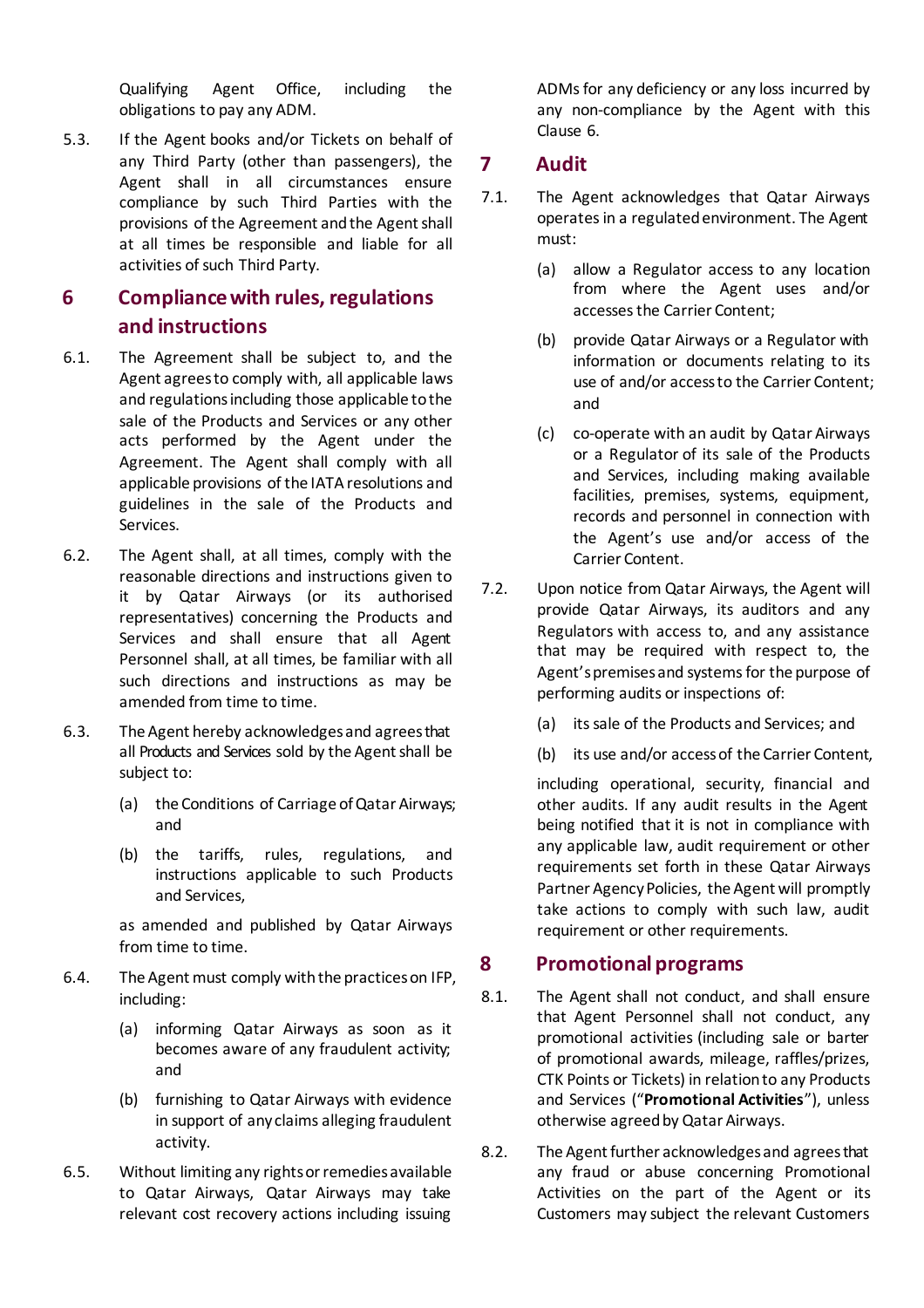Qualifying Agent Office, including the obligations to pay any ADM.

5.3. If the Agent books and/or Tickets on behalf of any Third Party (other than passengers), the Agent shall in all circumstances ensure compliance by such Third Parties with the provisions of the Agreement and the Agent shall at all times be responsible and liable for all activities of such Third Party.

## 6 Compliance with rules, regulations and instructions

6.1. The Agreement shall be subject to, and the Agent agrees to comply with, all applicable laws and regulations including those applicable to the sale of the Products and Services or any other acts performed by the Agent under the Agreement. The Agent shall comply with all applicable provisions of the IATA resolutions and guidelines in the sale of the Products and Services.

6.2. The Agent shall, at all times, comply with the reasonable directions and instructions given to it by Qatar Airways (or its authorised representatives) concerning the Products and Services and shall ensure that all Agent Personnel shall, at all times, be familiar with all such directions and instructions as may be amended from time to time.

6.3. The Agent hereby acknowledges and agrees that all Products and Services sold by the Agent shall be subject to:

(a) the Conditions of Carriage of Qatar Airways; and

(b) the tariffs, rules, regulations, and instructions applicable to such Products and Services,

as amended and published by Qatar Airways from time to time.

6.4. The Agent must comply with the practices on IFP, including:

(a) informing Qatar Airways as soon as it becomes aware of any fraudulent activity; and

(b) furnishing to Qatar Airways with evidence in support of any claims alleging fraudulent activity.

6.5. Without limiting any rights or remedies available to Qatar Airways, Qatar Airways may take relevant cost recovery actions including issuing ADMs for any deficiency or any loss incurred by any non-compliance by the Agent with this Clause 6.

## 7 Audit

7.1. The Agent acknowledges that Qatar Airways operates in a regulated environment. The Agent must:

(a) allow a Regulator access to any location from where the Agent uses and/or accesses the Carrier Content;

(b) provide Qatar Airways or a Regulator with information or documents relating to its use of and/or access to the Carrier Content; and

(c) co-operate with an audit by Qatar Airways or a Regulator of its sale of the Products and Services, including making available facilities, premises, systems, equipment, records and personnel in connection with the Agent's use and/or access of the Carrier Content.

7.2. Upon notice from Qatar Airways, the Agent will provide Qatar Airways, its auditors and any Regulators with access to, and any assistance that may be required with respect to, the Agent's premises and systems for the purpose of performing audits or inspections of:

(a) its sale of the Products and Services; and

(b) its use and/or access of the Carrier Content,

including operational, security, financial and other audits. If any audit results in the Agent being notified that it is not in compliance with any applicable law, audit requirement or other requirements set forth in these Qatar Airways Partner Agency Policies, the Agent will promptly take actions to comply with such law, audit requirement or other requirements.

## 8 Promotional programs

8.1. The Agent shall not conduct, and shall ensure that Agent Personnel shall not conduct, any promotional activities (including sale or barter of promotional awards, mileage, raffles/prizes, CTK Points or Tickets) in relation to any Products and Services ("**Promotional Activities**"), unless otherwise agreed by Qatar Airways.

8.2. The Agent further acknowledges and agrees that any fraud or abuse concerning Promotional Activities on the part of the Agent or its Customers may subject the relevant Customers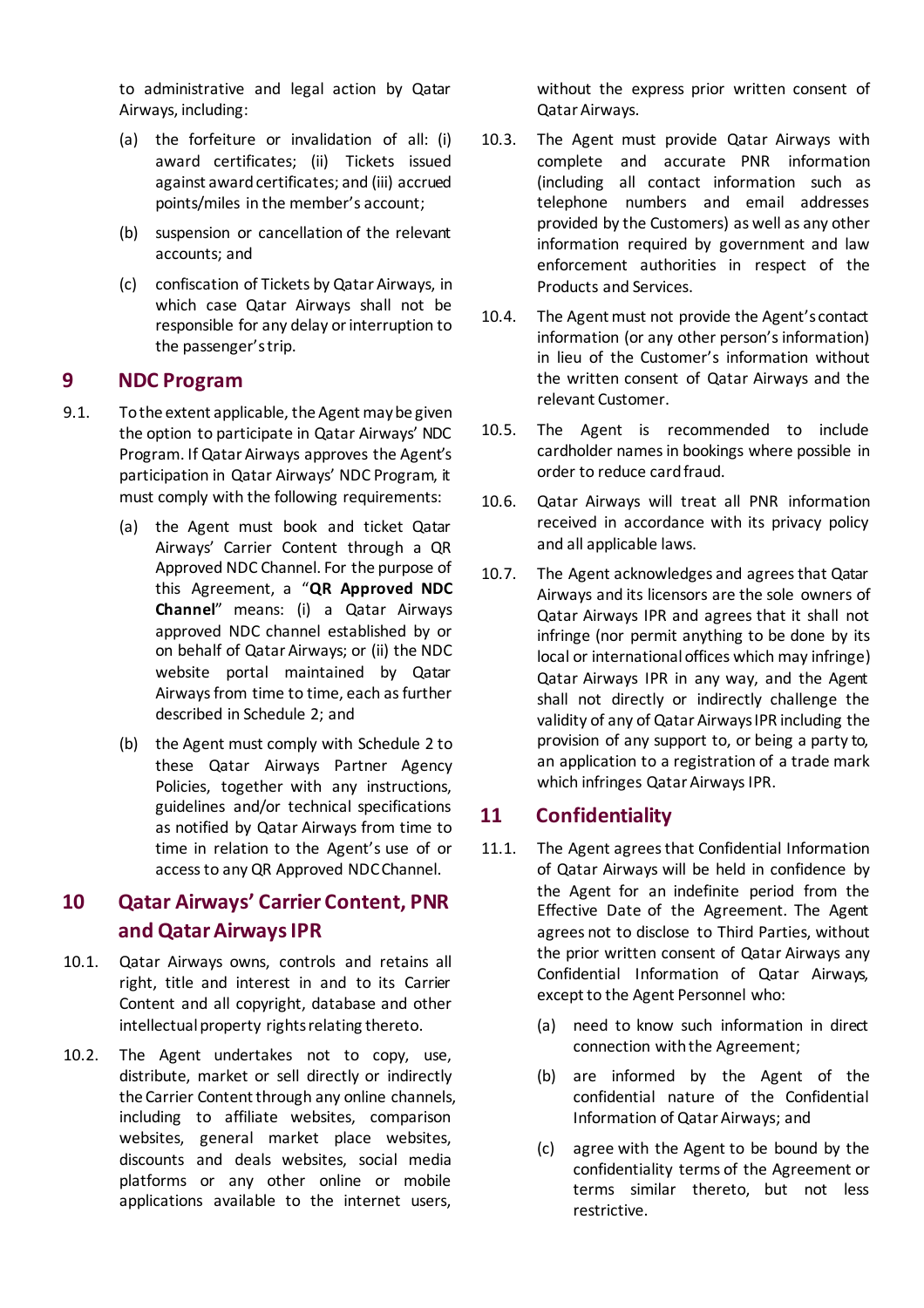to administrative and legal action by Qatar Airways, including:

(a) the forfeiture or invalidation of all: (i) award certificates; (ii) Tickets issued against award certificates; and (iii) accrued points/miles in the member's account;

(b) suspension or cancellation of the relevant accounts; and

(c) confiscation of Tickets by Qatar Airways, in which case Qatar Airways shall not be responsible for any delay or interruption to the passenger's trip.

## 9 NDC Program

9.1. To the extent applicable, the Agent may be given the option to participate in Qatar Airways' NDC Program. If Qatar Airways approves the Agent's participation in Qatar Airways' NDC Program, it must comply with the following requirements:

(a) the Agent must book and ticket Qatar Airways' Carrier Content through a QR Approved NDC Channel. For the purpose of this Agreement, a "**QR Approved NDC Channel**" means: (i) a Qatar Airways approved NDC channel established by or on behalf of Qatar Airways; or (ii) the NDC website portal maintained by Qatar Airways from time to time, each as further described in Schedule 2; and

(b) the Agent must comply with Schedule 2 to these Qatar Airways Partner Agency Policies, together with any instructions, guidelines and/or technical specifications as notified by Qatar Airways from time to time in relation to the Agent's use of or access to any QR Approved NDC Channel.

## 10 Qatar Airways' Carrier Content, PNR and Qatar Airways IPR

10.1. Qatar Airways owns, controls and retains all right, title and interest in and to its Carrier Content and all copyright, database and other intellectual property rights relating thereto.

10.2. The Agent undertakes not to copy, use, distribute, market or sell directly or indirectly the Carrier Content through any online channels, including to affiliate websites, comparison websites, general market place websites, discounts and deals websites, social media platforms or any other online or mobile applications available to the internet users, without the express prior written consent of Qatar Airways.

10.3. The Agent must provide Qatar Airways with complete and accurate PNR information (including all contact information such as telephone numbers and email addresses provided by the Customers) as well as any other information required by government and law enforcement authorities in respect of the Products and Services.

10.4. The Agent must not provide the Agent's contact information (or any other person's information) in lieu of the Customer's information without the written consent of Qatar Airways and the relevant Customer.

10.5. The Agent is recommended to include cardholder names in bookings where possible in order to reduce card fraud.

10.6. Qatar Airways will treat all PNR information received in accordance with its privacy policy and all applicable laws.

10.7. The Agent acknowledges and agrees that Qatar Airways and its licensors are the sole owners of Qatar Airways IPR and agrees that it shall not infringe (nor permit anything to be done by its local or international offices which may infringe) Qatar Airways IPR in any way, and the Agent shall not directly or indirectly challenge the validity of any of Qatar Airways IPR including the provision of any support to, or being a party to, an application to a registration of a trade mark which infringes Qatar Airways IPR.

## 11 Confidentiality

11.1. The Agent agrees that Confidential Information of Qatar Airways will be held in confidence by the Agent for an indefinite period from the Effective Date of the Agreement. The Agent agrees not to disclose to Third Parties, without the prior written consent of Qatar Airways any Confidential Information of Qatar Airways, except to the Agent Personnel who:

(a) need to know such information in direct connection with the Agreement;

(b) are informed by the Agent of the confidential nature of the Confidential Information of Qatar Airways; and

(c) agree with the Agent to be bound by the confidentiality terms of the Agreement or terms similar thereto, but not less restrictive.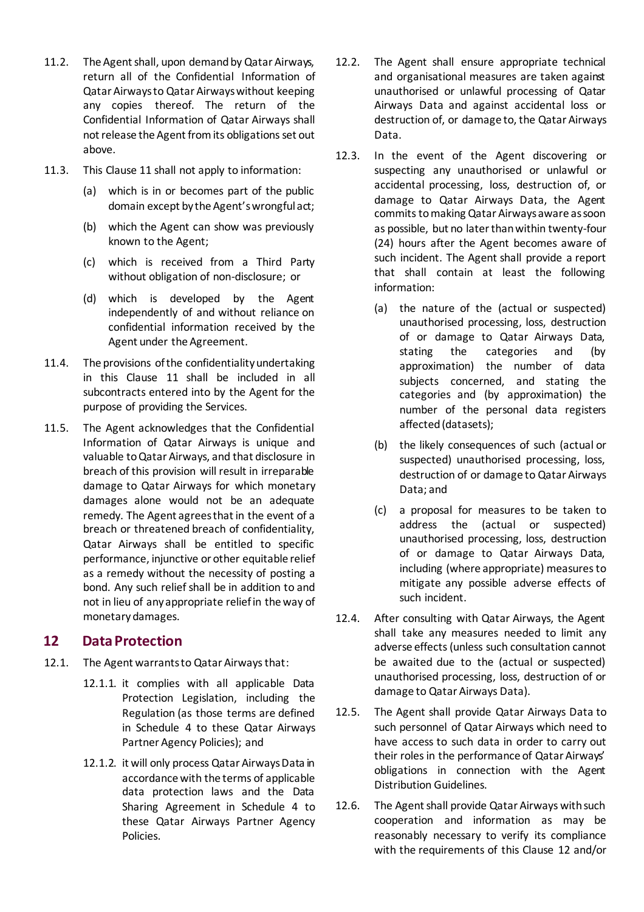11.2. The Agent shall, upon demand by Qatar Airways, return all of the Confidential Information of Qatar Airways to Qatar Airways without keeping any copies thereof. The return of the Confidential Information of Qatar Airways shall not release the Agent from its obligations set out above.

11.3. This Clause 11 shall not apply to information:

(a) which is in or becomes part of the public domain except by the Agent's wrongful act;

(b) which the Agent can show was previously known to the Agent;

(c) which is received from a Third Party without obligation of non-disclosure; or

(d) which is developed by the Agent independently of and without reliance on confidential information received by the Agent under the Agreement.

11.4. The provisions of the confidentiality undertaking in this Clause 11 shall be included in all subcontracts entered into by the Agent for the purpose of providing the Services.

11.5. The Agent acknowledges that the Confidential Information of Qatar Airways is unique and valuable to Qatar Airways, and that disclosure in breach of this provision will result in irreparable damage to Qatar Airways for which monetary damages alone would not be an adequate remedy. The Agent agrees that in the event of a breach or threatened breach of confidentiality, Qatar Airways shall be entitled to specific performance, injunctive or other equitable relief as a remedy without the necessity of posting a bond. Any such relief shall be in addition to and not in lieu of any appropriate relief in the way of monetary damages.

## 12 Data Protection

12.1. The Agent warrants to Qatar Airways that:

12.1.1. it complies with all applicable Data Protection Legislation, including the Regulation (as those terms are defined in Schedule 4 to these Qatar Airways Partner Agency Policies); and

12.1.2. it will only process Qatar Airways Data in accordance with the terms of applicable data protection laws and the Data Sharing Agreement in Schedule 4 to these Qatar Airways Partner Agency Policies.

12.2. The Agent shall ensure appropriate technical and organisational measures are taken against unauthorised or unlawful processing of Qatar Airways Data and against accidental loss or destruction of, or damage to, the Qatar Airways Data.

12.3. In the event of the Agent discovering or suspecting any unauthorised or unlawful or accidental processing, loss, destruction of, or damage to Qatar Airways Data, the Agent commits to making Qatar Airways aware as soon as possible, but no later than within twenty-four (24) hours after the Agent becomes aware of such incident. The Agent shall provide a report that shall contain at least the following information:

(a) the nature of the (actual or suspected) unauthorised processing, loss, destruction of or damage to Qatar Airways Data, stating the categories and (by approximation) the number of data subjects concerned, and stating the categories and (by approximation) the number of the personal data registers affected (datasets);

(b) the likely consequences of such (actual or suspected) unauthorised processing, loss, destruction of or damage to Qatar Airways Data; and

(c) a proposal for measures to be taken to address the (actual or suspected) unauthorised processing, loss, destruction of or damage to Qatar Airways Data, including (where appropriate) measures to mitigate any possible adverse effects of such incident.

12.4. After consulting with Qatar Airways, the Agent shall take any measures needed to limit any adverse effects (unless such consultation cannot be awaited due to the (actual or suspected) unauthorised processing, loss, destruction of or damage to Qatar Airways Data).

12.5. The Agent shall provide Qatar Airways Data to such personnel of Qatar Airways which need to have access to such data in order to carry out their roles in the performance of Qatar Airways' obligations in connection with the Agent Distribution Guidelines.

12.6. The Agent shall provide Qatar Airways with such cooperation and information as may be reasonably necessary to verify its compliance with the requirements of this Clause 12 and/or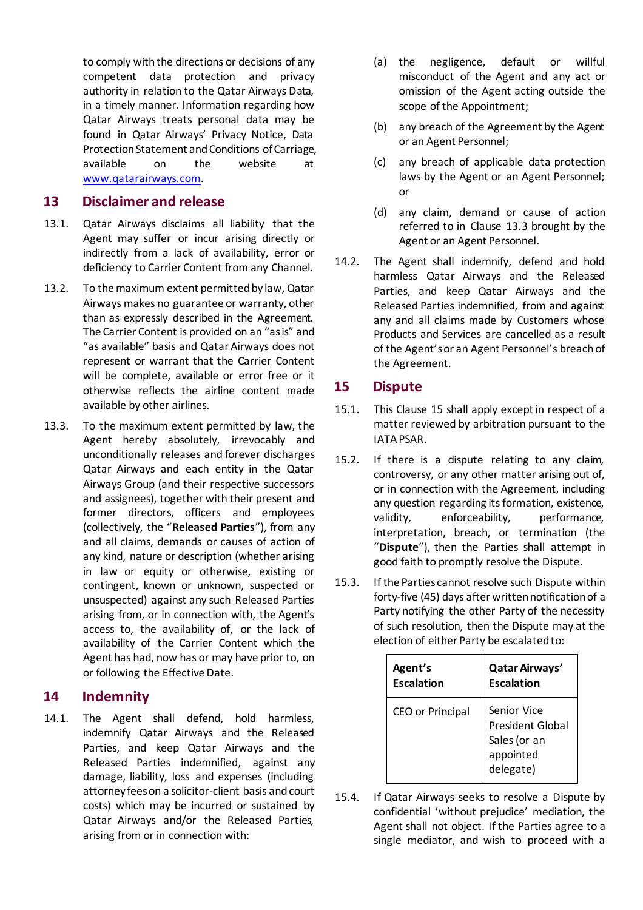to comply with the directions or decisions of any competent data protection and privacy authority in relation to the Qatar Airways Data, in a timely manner. Information regarding how Qatar Airways treats personal data may be found in Qatar Airways' Privacy Notice, Data Protection Statement and Conditions of Carriage, available on the website at www.qatarairways.com.

## 13 Disclaimer and release

13.1. Qatar Airways disclaims all liability that the Agent may suffer or incur arising directly or indirectly from a lack of availability, error or deficiency to Carrier Content from any Channel.

13.2. To the maximum extent permitted by law, Qatar Airways makes no guarantee or warranty, other than as expressly described in the Agreement. The Carrier Content is provided on an "as is" and "as available" basis and Qatar Airways does not represent or warrant that the Carrier Content will be complete, available or error free or it otherwise reflects the airline content made available by other airlines.

13.3. To the maximum extent permitted by law, the Agent hereby absolutely, irrevocably and unconditionally releases and forever discharges Qatar Airways and each entity in the Qatar Airways Group (and their respective successors and assignees), together with their present and former directors, officers and employees (collectively, the "**Released Parties**"), from any and all claims, demands or causes of action of any kind, nature or description (whether arising in law or equity or otherwise, existing or contingent, known or unknown, suspected or unsuspected) against any such Released Parties arising from, or in connection with, the Agent's access to, the availability of, or the lack of availability of the Carrier Content which the Agent has had, now has or may have prior to, on or following the Effective Date.

## 14 Indemnity

14.1. The Agent shall defend, hold harmless, indemnify Qatar Airways and the Released Parties, and keep Qatar Airways and the Released Parties indemnified, against any damage, liability, loss and expenses (including attorney fees on a solicitor-client basis and court costs) which may be incurred or sustained by Qatar Airways and/or the Released Parties, arising from or in connection with:

(a) the negligence, default or willful misconduct of the Agent and any act or omission of the Agent acting outside the scope of the Appointment;

(b) any breach of the Agreement by the Agent or an Agent Personnel;

(c) any breach of applicable data protection laws by the Agent or an Agent Personnel; or

(d) any claim, demand or cause of action referred to in Clause 13.3 brought by the Agent or an Agent Personnel.

14.2. The Agent shall indemnify, defend and hold harmless Qatar Airways and the Released Parties, and keep Qatar Airways and the Released Parties indemnified, from and against any and all claims made by Customers whose Products and Services are cancelled as a result of the Agent's or an Agent Personnel's breach of the Agreement.

## 15 Dispute

15.1. This Clause 15 shall apply except in respect of a matter reviewed by arbitration pursuant to the IATA PSAR.

15.2. If there is a dispute relating to any claim, controversy, or any other matter arising out of, or in connection with the Agreement, including any question regarding its formation, existence, validity, enforceability, performance, interpretation, breach, or termination (the "**Dispute**"), then the Parties shall attempt in good faith to promptly resolve the Dispute.

15.3. If the Parties cannot resolve such Dispute within forty-five (45) days after written notification of a Party notifying the other Party of the necessity of such resolution, then the Dispute may at the election of either Party be escalated to:

| **Agent's Escalation** | **Qatar Airways' Escalation** |
| --- | --- |
| CEO or Principal | Senior Vice President Global Sales (or an appointed delegate) |

15.4. If Qatar Airways seeks to resolve a Dispute by confidential 'without prejudice' mediation, the Agent shall not object. If the Parties agree to a single mediator, and wish to proceed with a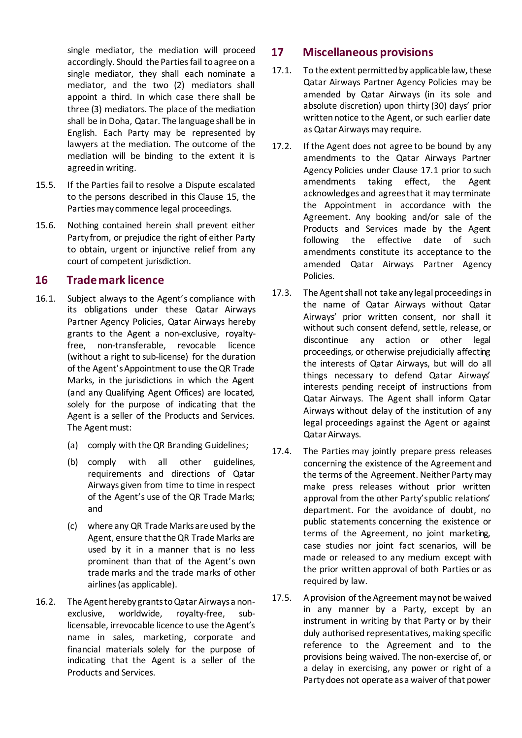single mediator, the mediation will proceed accordingly. Should the Parties fail to agree on a single mediator, they shall each nominate a mediator, and the two (2) mediators shall appoint a third. In which case there shall be three (3) mediators. The place of the mediation shall be in Doha, Qatar. The language shall be in English. Each Party may be represented by lawyers at the mediation. The outcome of the mediation will be binding to the extent it is agreed in writing.

15.5. If the Parties fail to resolve a Dispute escalated to the persons described in this Clause 15, the Parties may commence legal proceedings.

15.6. Nothing contained herein shall prevent either Party from, or prejudice the right of either Party to obtain, urgent or injunctive relief from any court of competent jurisdiction.

## 16 Trade mark licence

16.1. Subject always to the Agent's compliance with its obligations under these Qatar Airways Partner Agency Policies, Qatar Airways hereby grants to the Agent a non-exclusive, royalty-free, non-transferable, revocable licence (without a right to sub-license) for the duration of the Agent's Appointment to use the QR Trade Marks, in the jurisdictions in which the Agent (and any Qualifying Agent Offices) are located, solely for the purpose of indicating that the Agent is a seller of the Products and Services. The Agent must:

(a) comply with the QR Branding Guidelines;

(b) comply with all other guidelines, requirements and directions of Qatar Airways given from time to time in respect of the Agent's use of the QR Trade Marks; and

(c) where any QR Trade Marks are used by the Agent, ensure that the QR Trade Marks are used by it in a manner that is no less prominent than that of the Agent's own trade marks and the trade marks of other airlines (as applicable).

16.2. The Agent hereby grants to Qatar Airways a non-exclusive, worldwide, royalty-free, sub-licensable, irrevocable licence to use the Agent's name in sales, marketing, corporate and financial materials solely for the purpose of indicating that the Agent is a seller of the Products and Services.

## 17 Miscellaneous provisions

17.1. To the extent permitted by applicable law, these Qatar Airways Partner Agency Policies may be amended by Qatar Airways (in its sole and absolute discretion) upon thirty (30) days' prior written notice to the Agent, or such earlier date as Qatar Airways may require.

17.2. If the Agent does not agree to be bound by any amendments to the Qatar Airways Partner Agency Policies under Clause 17.1 prior to such amendments taking effect, the Agent acknowledges and agrees that it may terminate the Appointment in accordance with the Agreement. Any booking and/or sale of the Products and Services made by the Agent following the effective date of such amendments constitute its acceptance to the amended Qatar Airways Partner Agency Policies.

17.3. The Agent shall not take any legal proceedings in the name of Qatar Airways without Qatar Airways' prior written consent, nor shall it without such consent defend, settle, release, or discontinue any action or other legal proceedings, or otherwise prejudicially affecting the interests of Qatar Airways, but will do all things necessary to defend Qatar Airways' interests pending receipt of instructions from Qatar Airways. The Agent shall inform Qatar Airways without delay of the institution of any legal proceedings against the Agent or against Qatar Airways.

17.4. The Parties may jointly prepare press releases concerning the existence of the Agreement and the terms of the Agreement. Neither Party may make press releases without prior written approval from the other Party's public relations' department. For the avoidance of doubt, no public statements concerning the existence or terms of the Agreement, no joint marketing, case studies nor joint fact scenarios, will be made or released to any medium except with the prior written approval of both Parties or as required by law.

17.5. A provision of the Agreement may not be waived in any manner by a Party, except by an instrument in writing by that Party or by their duly authorised representatives, making specific reference to the Agreement and to the provisions being waived. The non-exercise of, or a delay in exercising, any power or right of a Party does not operate as a waiver of that power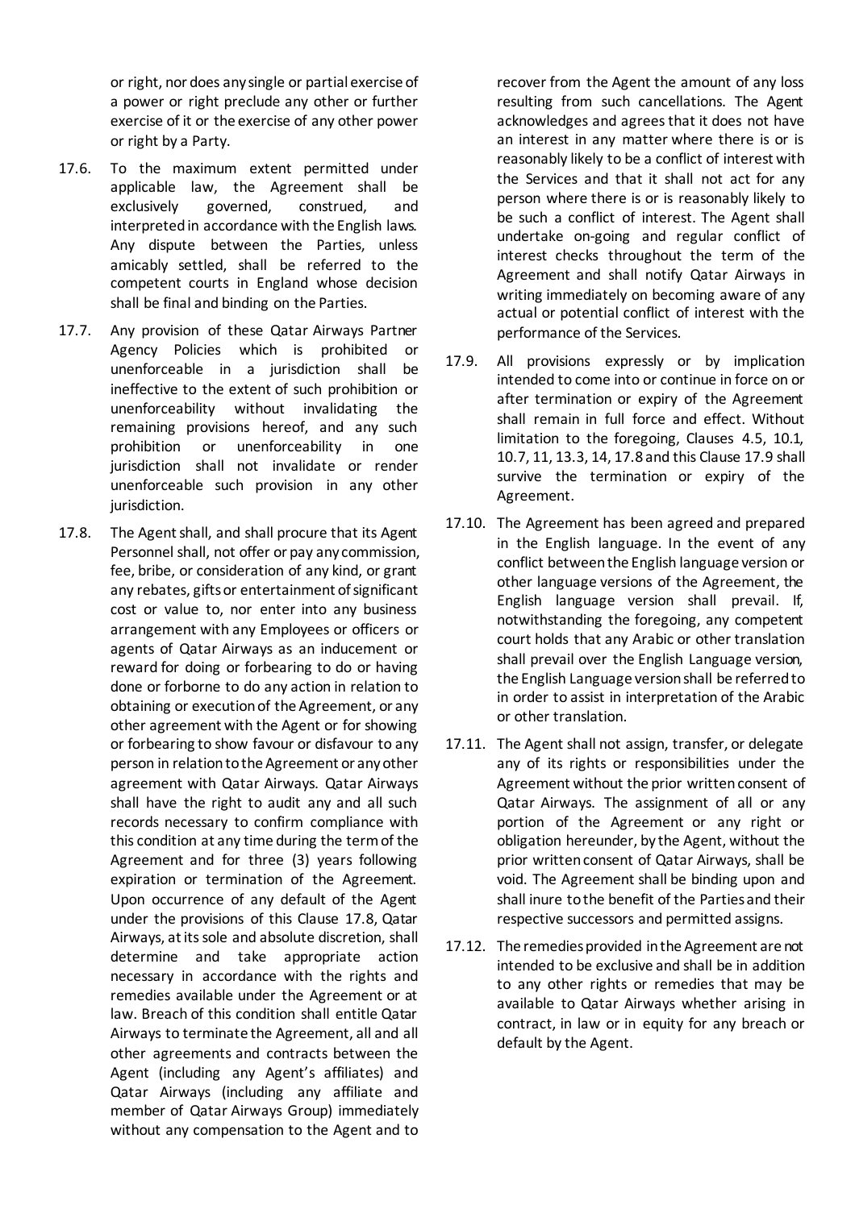or right, nor does any single or partial exercise of a power or right preclude any other or further exercise of it or the exercise of any other power or right by a Party.

17.6. To the maximum extent permitted under applicable law, the Agreement shall be exclusively governed, construed, and interpreted in accordance with the English laws. Any dispute between the Parties, unless amicably settled, shall be referred to the competent courts in England whose decision shall be final and binding on the Parties.

17.7. Any provision of these Qatar Airways Partner Agency Policies which is prohibited or unenforceable in a jurisdiction shall be ineffective to the extent of such prohibition or unenforceability without invalidating the remaining provisions hereof, and any such prohibition or unenforceability in one jurisdiction shall not invalidate or render unenforceable such provision in any other jurisdiction.

17.8. The Agent shall, and shall procure that its Agent Personnel shall, not offer or pay any commission, fee, bribe, or consideration of any kind, or grant any rebates, gifts or entertainment of significant cost or value to, nor enter into any business arrangement with any Employees or officers or agents of Qatar Airways as an inducement or reward for doing or forbearing to do or having done or forborne to do any action in relation to obtaining or execution of the Agreement, or any other agreement with the Agent or for showing or forbearing to show favour or disfavour to any person in relation to the Agreement or any other agreement with Qatar Airways. Qatar Airways shall have the right to audit any and all such records necessary to confirm compliance with this condition at any time during the term of the Agreement and for three (3) years following expiration or termination of the Agreement. Upon occurrence of any default of the Agent under the provisions of this Clause 17.8, Qatar Airways, at its sole and absolute discretion, shall determine and take appropriate action necessary in accordance with the rights and remedies available under the Agreement or at law. Breach of this condition shall entitle Qatar Airways to terminate the Agreement, all and all other agreements and contracts between the Agent (including any Agent's affiliates) and Qatar Airways (including any affiliate and member of Qatar Airways Group) immediately without any compensation to the Agent and to recover from the Agent the amount of any loss resulting from such cancellations. The Agent acknowledges and agrees that it does not have an interest in any matter where there is or is reasonably likely to be a conflict of interest with the Services and that it shall not act for any person where there is or is reasonably likely to be such a conflict of interest. The Agent shall undertake on-going and regular conflict of interest checks throughout the term of the Agreement and shall notify Qatar Airways in writing immediately on becoming aware of any actual or potential conflict of interest with the performance of the Services.

17.9. All provisions expressly or by implication intended to come into or continue in force on or after termination or expiry of the Agreement shall remain in full force and effect. Without limitation to the foregoing, Clauses 4.5, 10.1, 10.7, 11, 13.3, 14, 17.8 and this Clause 17.9 shall survive the termination or expiry of the Agreement.

17.10. The Agreement has been agreed and prepared in the English language. In the event of any conflict between the English language version or other language versions of the Agreement, the English language version shall prevail. If, notwithstanding the foregoing, any competent court holds that any Arabic or other translation shall prevail over the English Language version, the English Language version shall be referred to in order to assist in interpretation of the Arabic or other translation.

17.11. The Agent shall not assign, transfer, or delegate any of its rights or responsibilities under the Agreement without the prior written consent of Qatar Airways. The assignment of all or any portion of the Agreement or any right or obligation hereunder, by the Agent, without the prior written consent of Qatar Airways, shall be void. The Agreement shall be binding upon and shall inure to the benefit of the Parties and their respective successors and permitted assigns.

17.12. The remedies provided in the Agreement are not intended to be exclusive and shall be in addition to any other rights or remedies that may be available to Qatar Airways whether arising in contract, in law or in equity for any breach or default by the Agent.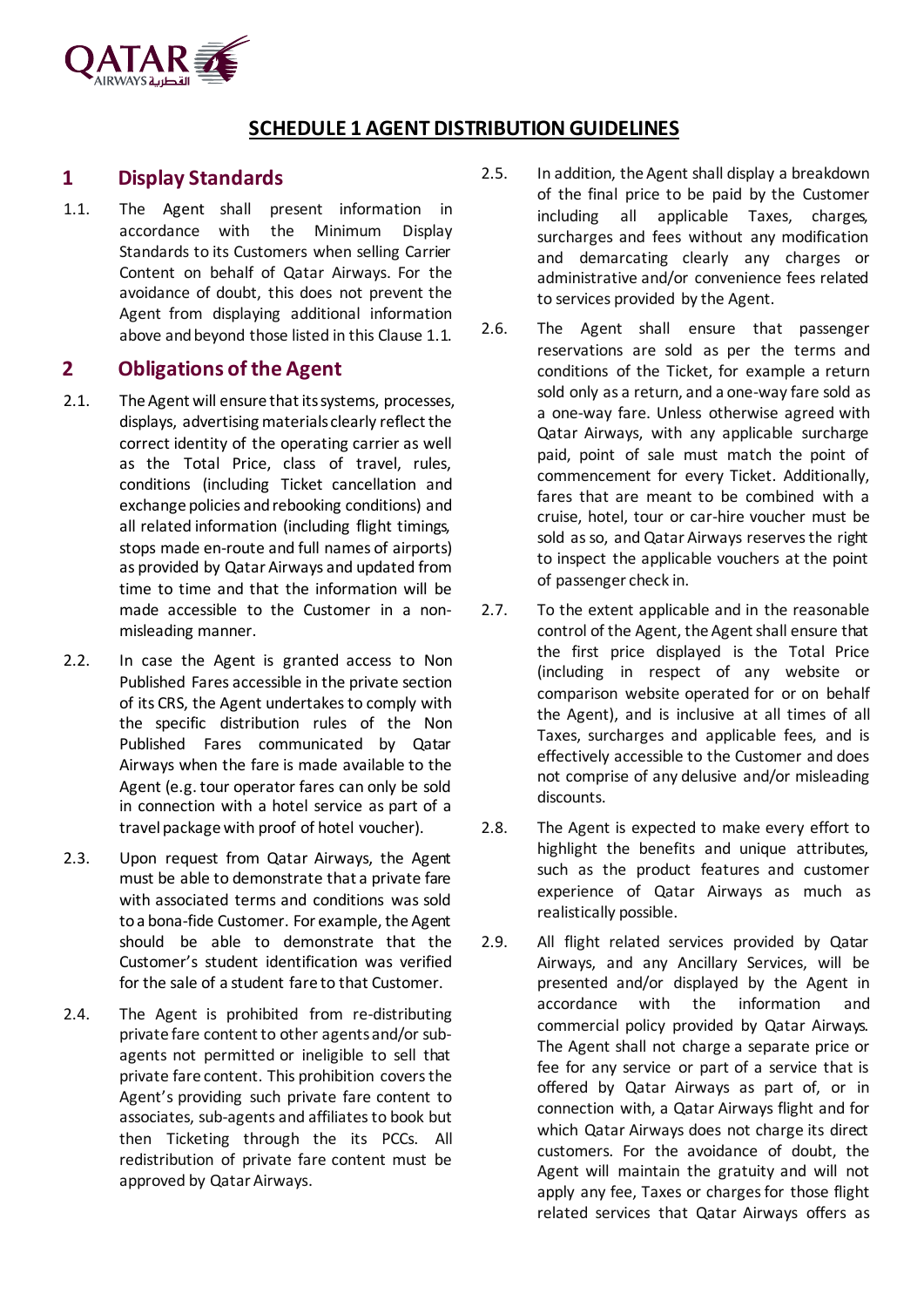# SCHEDULE 1 AGENT DISTRIBUTION GUIDELINES

## 1 Display Standards

1.1. The Agent shall present information in accordance with the Minimum Display Standards to its Customers when selling Carrier Content on behalf of Qatar Airways. For the avoidance of doubt, this does not prevent the Agent from displaying additional information above and beyond those listed in this Clause 1.1.

## 2 Obligations of the Agent

2.1. The Agent will ensure that its systems, processes, displays, advertising materials clearly reflect the correct identity of the operating carrier as well as the Total Price, class of travel, rules, conditions (including Ticket cancellation and exchange policies and rebooking conditions) and all related information (including flight timings, stops made en-route and full names of airports) as provided by Qatar Airways and updated from time to time and that the information will be made accessible to the Customer in a non-misleading manner.

2.2. In case the Agent is granted access to Non Published Fares accessible in the private section of its CRS, the Agent undertakes to comply with the specific distribution rules of the Non Published Fares communicated by Qatar Airways when the fare is made available to the Agent (e.g. tour operator fares can only be sold in connection with a hotel service as part of a travel package with proof of hotel voucher).

2.3. Upon request from Qatar Airways, the Agent must be able to demonstrate that a private fare with associated terms and conditions was sold to a bona-fide Customer. For example, the Agent should be able to demonstrate that the Customer's student identification was verified for the sale of a student fare to that Customer.

2.4. The Agent is prohibited from re-distributing private fare content to other agents and/or sub-agents not permitted or ineligible to sell that private fare content. This prohibition covers the Agent's providing such private fare content to associates, sub-agents and affiliates to book but then Ticketing through the its PCCs. All redistribution of private fare content must be approved by Qatar Airways.

2.5. In addition, the Agent shall display a breakdown of the final price to be paid by the Customer including all applicable Taxes, charges, surcharges and fees without any modification and demarcating clearly any charges or administrative and/or convenience fees related to services provided by the Agent.

2.6. The Agent shall ensure that passenger reservations are sold as per the terms and conditions of the Ticket, for example a return sold only as a return, and a one-way fare sold as a one-way fare. Unless otherwise agreed with Qatar Airways, with any applicable surcharge paid, point of sale must match the point of commencement for every Ticket. Additionally, fares that are meant to be combined with a cruise, hotel, tour or car-hire voucher must be sold as so, and Qatar Airways reserves the right to inspect the applicable vouchers at the point of passenger check in.

2.7. To the extent applicable and in the reasonable control of the Agent, the Agent shall ensure that the first price displayed is the Total Price (including in respect of any website or comparison website operated for or on behalf the Agent), and is inclusive at all times of all Taxes, surcharges and applicable fees, and is effectively accessible to the Customer and does not comprise of any delusive and/or misleading discounts.

2.8. The Agent is expected to make every effort to highlight the benefits and unique attributes, such as the product features and customer experience of Qatar Airways as much as realistically possible.

2.9. All flight related services provided by Qatar Airways, and any Ancillary Services, will be presented and/or displayed by the Agent in accordance with the information and commercial policy provided by Qatar Airways. The Agent shall not charge a separate price or fee for any service or part of a service that is offered by Qatar Airways as part of, or in connection with, a Qatar Airways flight and for which Qatar Airways does not charge its direct customers. For the avoidance of doubt, the Agent will maintain the gratuity and will not apply any fee, Taxes or charges for those flight related services that Qatar Airways offers as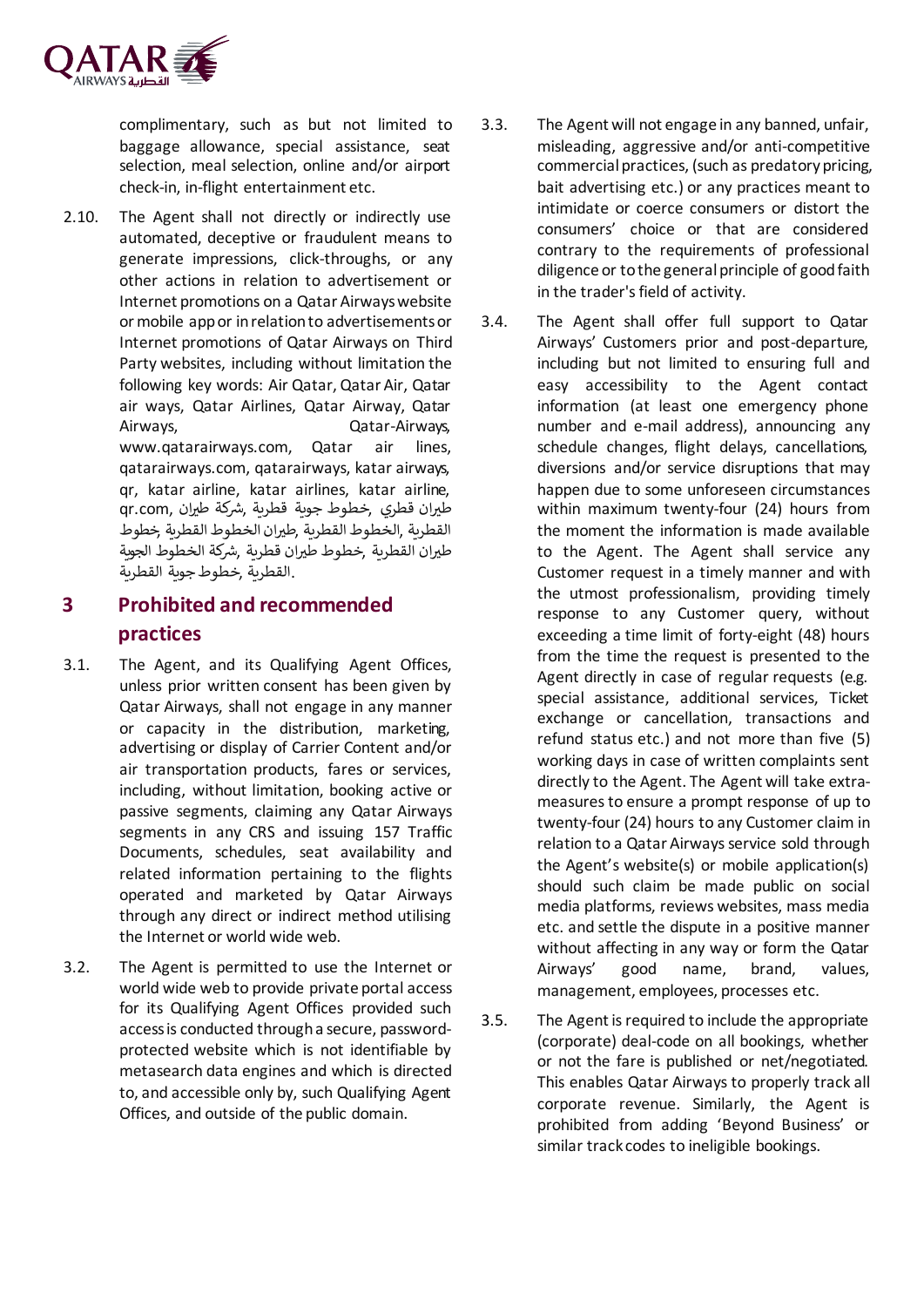complimentary, such as but not limited to baggage allowance, special assistance, seat selection, meal selection, online and/or airport check-in, in-flight entertainment etc.

2.10. The Agent shall not directly or indirectly use automated, deceptive or fraudulent means to generate impressions, click-throughs, or any other actions in relation to advertisement or Internet promotions on a Qatar Airways website or mobile app or in relation to advertisements or Internet promotions of Qatar Airways on Third Party websites, including without limitation the following key words: Air Qatar, Qatar Air, Qatar air ways, Qatar Airlines, Qatar Airway, Qatar Airways, Qatar-Airways, www.qatarairways.com, Qatar air lines, qatarairways.com, qatarairways, katar airways, qr, katar airline, katar airlines, katar airline, qr.com, طيران قطري ,خطوط جوية قطرية ,شركة طيران القطرية ,الخطوط القطرية ,طيران الخطوط القطرية ,خطوط طيران القطرية ,خطوط طيران قطرية ,شركة الخطوط الجوية القطرية ,خطوط جوية القطرية.

## 3 Prohibited and recommended practices

3.1. The Agent, and its Qualifying Agent Offices, unless prior written consent has been given by Qatar Airways, shall not engage in any manner or capacity in the distribution, marketing, advertising or display of Carrier Content and/or air transportation products, fares or services, including, without limitation, booking active or passive segments, claiming any Qatar Airways segments in any CRS and issuing 157 Traffic Documents, schedules, seat availability and related information pertaining to the flights operated and marketed by Qatar Airways through any direct or indirect method utilising the Internet or world wide web.

3.2. The Agent is permitted to use the Internet or world wide web to provide private portal access for its Qualifying Agent Offices provided such access is conducted through a secure, password-protected website which is not identifiable by metasearch data engines and which is directed to, and accessible only by, such Qualifying Agent Offices, and outside of the public domain.

3.3. The Agent will not engage in any banned, unfair, misleading, aggressive and/or anti-competitive commercial practices, (such as predatory pricing, bait advertising etc.) or any practices meant to intimidate or coerce consumers or distort the consumers' choice or that are considered contrary to the requirements of professional diligence or to the general principle of good faith in the trader's field of activity.

3.4. The Agent shall offer full support to Qatar Airways' Customers prior and post-departure, including but not limited to ensuring full and easy accessibility to the Agent contact information (at least one emergency phone number and e-mail address), announcing any schedule changes, flight delays, cancellations, diversions and/or service disruptions that may happen due to some unforeseen circumstances within maximum twenty-four (24) hours from the moment the information is made available to the Agent. The Agent shall service any Customer request in a timely manner and with the utmost professionalism, providing timely response to any Customer query, without exceeding a time limit of forty-eight (48) hours from the time the request is presented to the Agent directly in case of regular requests (e.g. special assistance, additional services, Ticket exchange or cancellation, transactions and refund status etc.) and not more than five (5) working days in case of written complaints sent directly to the Agent. The Agent will take extra-measures to ensure a prompt response of up to twenty-four (24) hours to any Customer claim in relation to a Qatar Airways service sold through the Agent's website(s) or mobile application(s) should such claim be made public on social media platforms, reviews websites, mass media etc. and settle the dispute in a positive manner without affecting in any way or form the Qatar Airways' good name, brand, values, management, employees, processes etc.

3.5. The Agent is required to include the appropriate (corporate) deal-code on all bookings, whether or not the fare is published or net/negotiated. This enables Qatar Airways to properly track all corporate revenue. Similarly, the Agent is prohibited from adding 'Beyond Business' or similar track codes to ineligible bookings.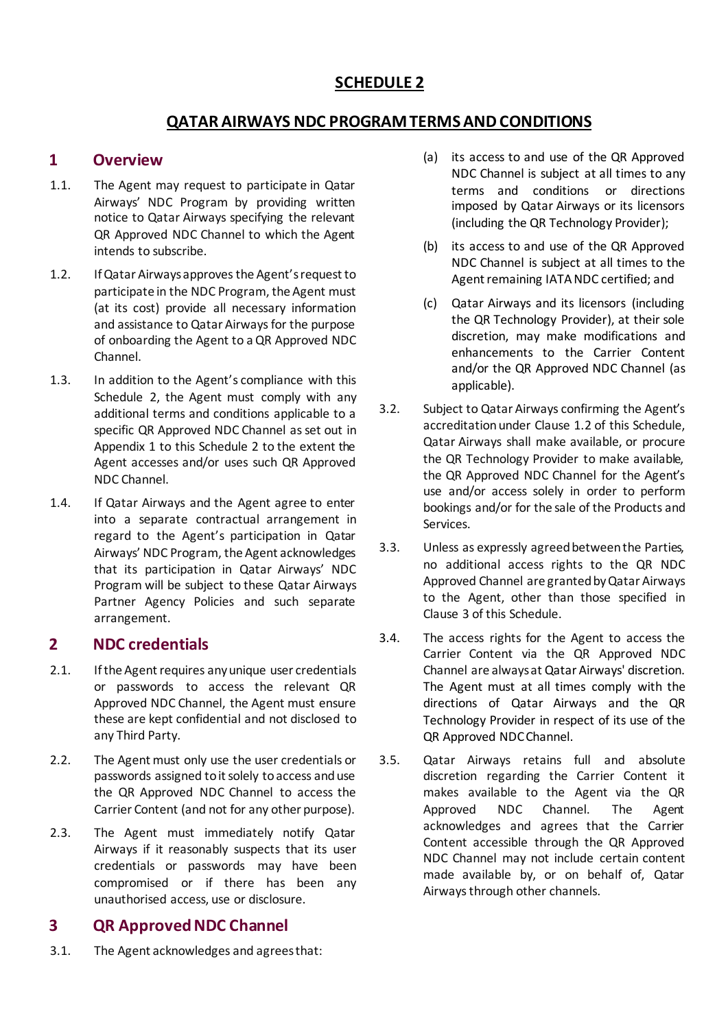## SCHEDULE 2

## QATAR AIRWAYS NDC PROGRAM TERMS AND CONDITIONS

### 1 Overview

1.1. The Agent may request to participate in Qatar Airways' NDC Program by providing written notice to Qatar Airways specifying the relevant QR Approved NDC Channel to which the Agent intends to subscribe.

1.2. If Qatar Airways approves the Agent's request to participate in the NDC Program, the Agent must (at its cost) provide all necessary information and assistance to Qatar Airways for the purpose of onboarding the Agent to a QR Approved NDC Channel.

1.3. In addition to the Agent's compliance with this Schedule 2, the Agent must comply with any additional terms and conditions applicable to a specific QR Approved NDC Channel as set out in Appendix 1 to this Schedule 2 to the extent the Agent accesses and/or uses such QR Approved NDC Channel.

1.4. If Qatar Airways and the Agent agree to enter into a separate contractual arrangement in regard to the Agent's participation in Qatar Airways' NDC Program, the Agent acknowledges that its participation in Qatar Airways' NDC Program will be subject to these Qatar Airways Partner Agency Policies and such separate arrangement.

### 2 NDC credentials

2.1. If the Agent requires any unique user credentials or passwords to access the relevant QR Approved NDC Channel, the Agent must ensure these are kept confidential and not disclosed to any Third Party.

2.2. The Agent must only use the user credentials or passwords assigned to it solely to access and use the QR Approved NDC Channel to access the Carrier Content (and not for any other purpose).

2.3. The Agent must immediately notify Qatar Airways if it reasonably suspects that its user credentials or passwords may have been compromised or if there has been any unauthorised access, use or disclosure.

### 3 QR Approved NDC Channel

3.1. The Agent acknowledges and agrees that:

(a) its access to and use of the QR Approved NDC Channel is subject at all times to any terms and conditions or directions imposed by Qatar Airways or its licensors (including the QR Technology Provider);

(b) its access to and use of the QR Approved NDC Channel is subject at all times to the Agent remaining IATA NDC certified; and

(c) Qatar Airways and its licensors (including the QR Technology Provider), at their sole discretion, may make modifications and enhancements to the Carrier Content and/or the QR Approved NDC Channel (as applicable).

3.2. Subject to Qatar Airways confirming the Agent's accreditation under Clause 1.2 of this Schedule, Qatar Airways shall make available, or procure the QR Technology Provider to make available, the QR Approved NDC Channel for the Agent's use and/or access solely in order to perform bookings and/or for the sale of the Products and Services.

3.3. Unless as expressly agreed between the Parties, no additional access rights to the QR NDC Approved Channel are granted by Qatar Airways to the Agent, other than those specified in Clause 3 of this Schedule.

3.4. The access rights for the Agent to access the Carrier Content via the QR Approved NDC Channel are always at Qatar Airways' discretion. The Agent must at all times comply with the directions of Qatar Airways and the QR Technology Provider in respect of its use of the QR Approved NDC Channel.

3.5. Qatar Airways retains full and absolute discretion regarding the Carrier Content it makes available to the Agent via the QR Approved NDC Channel. The Agent acknowledges and agrees that the Carrier Content accessible through the QR Approved NDC Channel may not include certain content made available by, or on behalf of, Qatar Airways through other channels.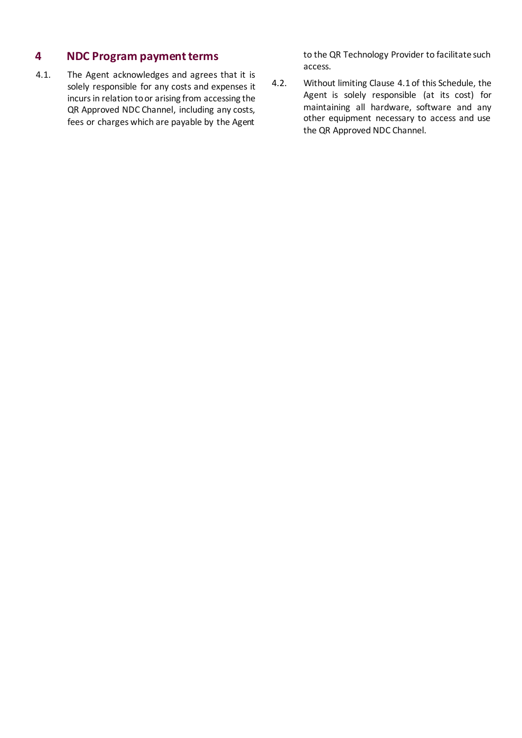## 4 NDC Program payment terms

4.1. The Agent acknowledges and agrees that it is solely responsible for any costs and expenses it incurs in relation to or arising from accessing the QR Approved NDC Channel, including any costs, fees or charges which are payable by the Agent to the QR Technology Provider to facilitate such access.

4.2. Without limiting Clause 4.1 of this Schedule, the Agent is solely responsible (at its cost) for maintaining all hardware, software and any other equipment necessary to access and use the QR Approved NDC Channel.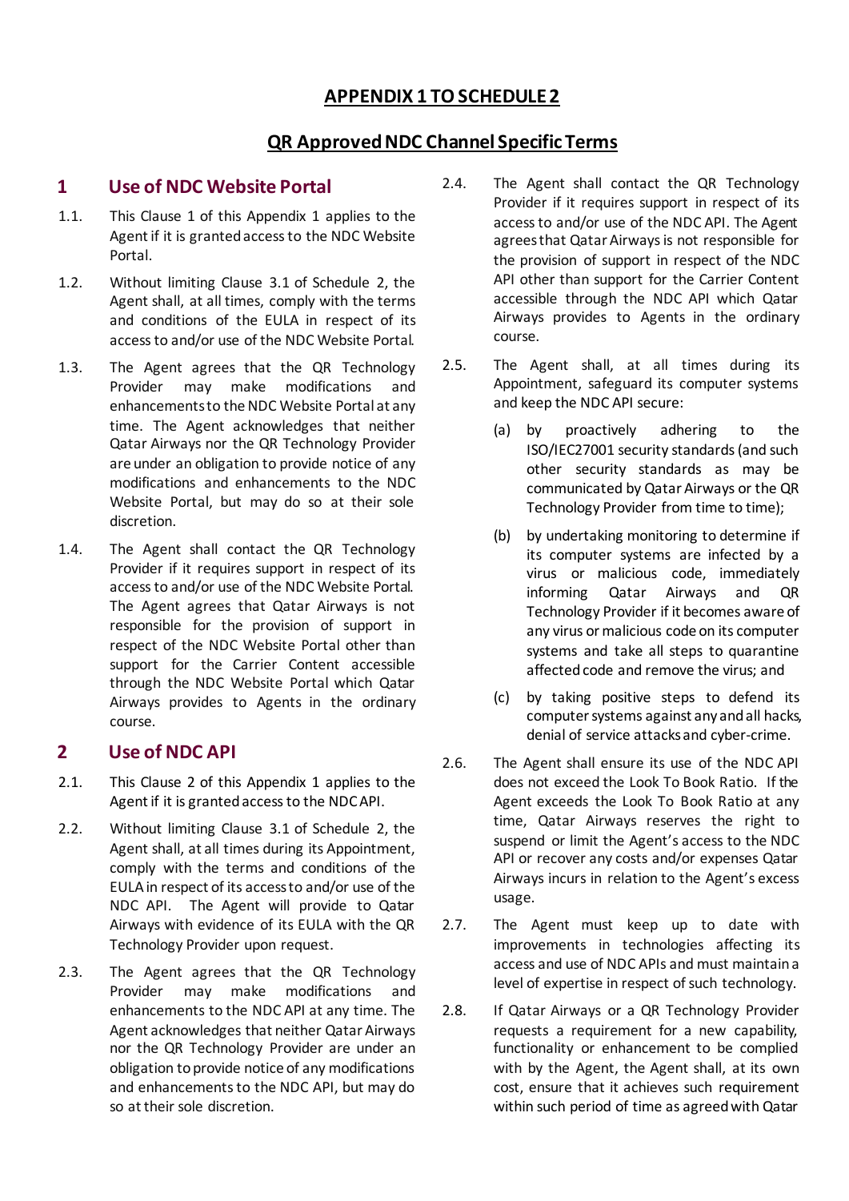# APPENDIX 1 TO SCHEDULE 2

## QR Approved NDC Channel Specific Terms

### 1 Use of NDC Website Portal

1.1. This Clause 1 of this Appendix 1 applies to the Agent if it is granted access to the NDC Website Portal.

1.2. Without limiting Clause 3.1 of Schedule 2, the Agent shall, at all times, comply with the terms and conditions of the EULA in respect of its access to and/or use of the NDC Website Portal.

1.3. The Agent agrees that the QR Technology Provider may make modifications and enhancements to the NDC Website Portal at any time. The Agent acknowledges that neither Qatar Airways nor the QR Technology Provider are under an obligation to provide notice of any modifications and enhancements to the NDC Website Portal, but may do so at their sole discretion.

1.4. The Agent shall contact the QR Technology Provider if it requires support in respect of its access to and/or use of the NDC Website Portal. The Agent agrees that Qatar Airways is not responsible for the provision of support in respect of the NDC Website Portal other than support for the Carrier Content accessible through the NDC Website Portal which Qatar Airways provides to Agents in the ordinary course.

### 2 Use of NDC API

2.1. This Clause 2 of this Appendix 1 applies to the Agent if it is granted access to the NDC API.

2.2. Without limiting Clause 3.1 of Schedule 2, the Agent shall, at all times during its Appointment, comply with the terms and conditions of the EULA in respect of its access to and/or use of the NDC API. The Agent will provide to Qatar Airways with evidence of its EULA with the QR Technology Provider upon request.

2.3. The Agent agrees that the QR Technology Provider may make modifications and enhancements to the NDC API at any time. The Agent acknowledges that neither Qatar Airways nor the QR Technology Provider are under an obligation to provide notice of any modifications and enhancements to the NDC API, but may do so at their sole discretion.

2.4. The Agent shall contact the QR Technology Provider if it requires support in respect of its access to and/or use of the NDC API. The Agent agrees that Qatar Airways is not responsible for the provision of support in respect of the NDC API other than support for the Carrier Content accessible through the NDC API which Qatar Airways provides to Agents in the ordinary course.

2.5. The Agent shall, at all times during its Appointment, safeguard its computer systems and keep the NDC API secure:

(a) by proactively adhering to the ISO/IEC27001 security standards (and such other security standards as may be communicated by Qatar Airways or the QR Technology Provider from time to time);

(b) by undertaking monitoring to determine if its computer systems are infected by a virus or malicious code, immediately informing Qatar Airways and QR Technology Provider if it becomes aware of any virus or malicious code on its computer systems and take all steps to quarantine affected code and remove the virus; and

(c) by taking positive steps to defend its computer systems against any and all hacks, denial of service attacks and cyber-crime.

2.6. The Agent shall ensure its use of the NDC API does not exceed the Look To Book Ratio. If the Agent exceeds the Look To Book Ratio at any time, Qatar Airways reserves the right to suspend or limit the Agent's access to the NDC API or recover any costs and/or expenses Qatar Airways incurs in relation to the Agent's excess usage.

2.7. The Agent must keep up to date with improvements in technologies affecting its access and use of NDC APIs and must maintain a level of expertise in respect of such technology.

2.8. If Qatar Airways or a QR Technology Provider requests a requirement for a new capability, functionality or enhancement to be complied with by the Agent, the Agent shall, at its own cost, ensure that it achieves such requirement within such period of time as agreed with Qatar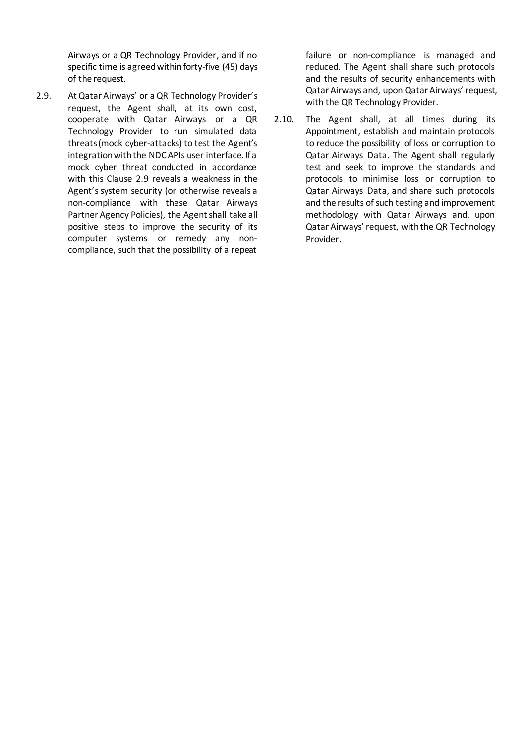Airways or a QR Technology Provider, and if no specific time is agreed within forty-five (45) days of the request.

2.9. At Qatar Airways' or a QR Technology Provider's request, the Agent shall, at its own cost, cooperate with Qatar Airways or a QR Technology Provider to run simulated data threats (mock cyber-attacks) to test the Agent's integration with the NDC APIs user interface. If a mock cyber threat conducted in accordance with this Clause 2.9 reveals a weakness in the Agent's system security (or otherwise reveals a non-compliance with these Qatar Airways Partner Agency Policies), the Agent shall take all positive steps to improve the security of its computer systems or remedy any non-compliance, such that the possibility of a repeat failure or non-compliance is managed and reduced. The Agent shall share such protocols and the results of security enhancements with Qatar Airways and, upon Qatar Airways' request, with the QR Technology Provider.

2.10. The Agent shall, at all times during its Appointment, establish and maintain protocols to reduce the possibility of loss or corruption to Qatar Airways Data. The Agent shall regularly test and seek to improve the standards and protocols to minimise loss or corruption to Qatar Airways Data, and share such protocols and the results of such testing and improvement methodology with Qatar Airways and, upon Qatar Airways' request, with the QR Technology Provider.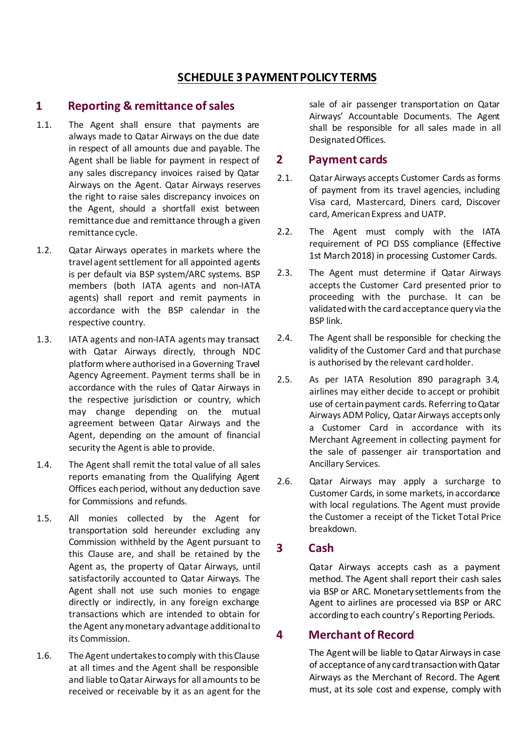# SCHEDULE 3 PAYMENT POLICY TERMS

## 1 Reporting & remittance of sales

1.1. The Agent shall ensure that payments are always made to Qatar Airways on the due date in respect of all amounts due and payable. The Agent shall be liable for payment in respect of any sales discrepancy invoices raised by Qatar Airways on the Agent. Qatar Airways reserves the right to raise sales discrepancy invoices on the Agent, should a shortfall exist between remittance due and remittance through a given remittance cycle.

1.2. Qatar Airways operates in markets where the travel agent settlement for all appointed agents is per default via BSP system/ARC systems. BSP members (both IATA agents and non-IATA agents) shall report and remit payments in accordance with the BSP calendar in the respective country.

1.3. IATA agents and non-IATA agents may transact with Qatar Airways directly, through NDC platform where authorised in a Governing Travel Agency Agreement. Payment terms shall be in accordance with the rules of Qatar Airways in the respective jurisdiction or country, which may change depending on the mutual agreement between Qatar Airways and the Agent, depending on the amount of financial security the Agent is able to provide.

1.4. The Agent shall remit the total value of all sales reports emanating from the Qualifying Agent Offices each period, without any deduction save for Commissions and refunds.

1.5. All monies collected by the Agent for transportation sold hereunder excluding any Commission withheld by the Agent pursuant to this Clause are, and shall be retained by the Agent as, the property of Qatar Airways, until satisfactorily accounted to Qatar Airways. The Agent shall not use such monies to engage directly or indirectly, in any foreign exchange transactions which are intended to obtain for the Agent any monetary advantage additional to its Commission.

1.6. The Agent undertakes to comply with this Clause at all times and the Agent shall be responsible and liable to Qatar Airways for all amounts to be received or receivable by it as an agent for the sale of air passenger transportation on Qatar Airways' Accountable Documents. The Agent shall be responsible for all sales made in all Designated Offices.

## 2 Payment cards

2.1. Qatar Airways accepts Customer Cards as forms of payment from its travel agencies, including Visa card, Mastercard, Diners card, Discover card, American Express and UATP.

2.2. The Agent must comply with the IATA requirement of PCI DSS compliance (Effective 1st March 2018) in processing Customer Cards.

2.3. The Agent must determine if Qatar Airways accepts the Customer Card presented prior to proceeding with the purchase. It can be validated with the card acceptance query via the BSP link.

2.4. The Agent shall be responsible for checking the validity of the Customer Card and that purchase is authorised by the relevant card holder.

2.5. As per IATA Resolution 890 paragraph 3.4, airlines may either decide to accept or prohibit use of certain payment cards. Referring to Qatar Airways ADM Policy, Qatar Airways accepts only a Customer Card in accordance with its Merchant Agreement in collecting payment for the sale of passenger air transportation and Ancillary Services.

2.6. Qatar Airways may apply a surcharge to Customer Cards, in some markets, in accordance with local regulations. The Agent must provide the Customer a receipt of the Ticket Total Price breakdown.

## 3 Cash

Qatar Airways accepts cash as a payment method. The Agent shall report their cash sales via BSP or ARC. Monetary settlements from the Agent to airlines are processed via BSP or ARC according to each country's Reporting Periods.

## 4 Merchant of Record

The Agent will be liable to Qatar Airways in case of acceptance of any card transaction with Qatar Airways as the Merchant of Record. The Agent must, at its sole cost and expense, comply with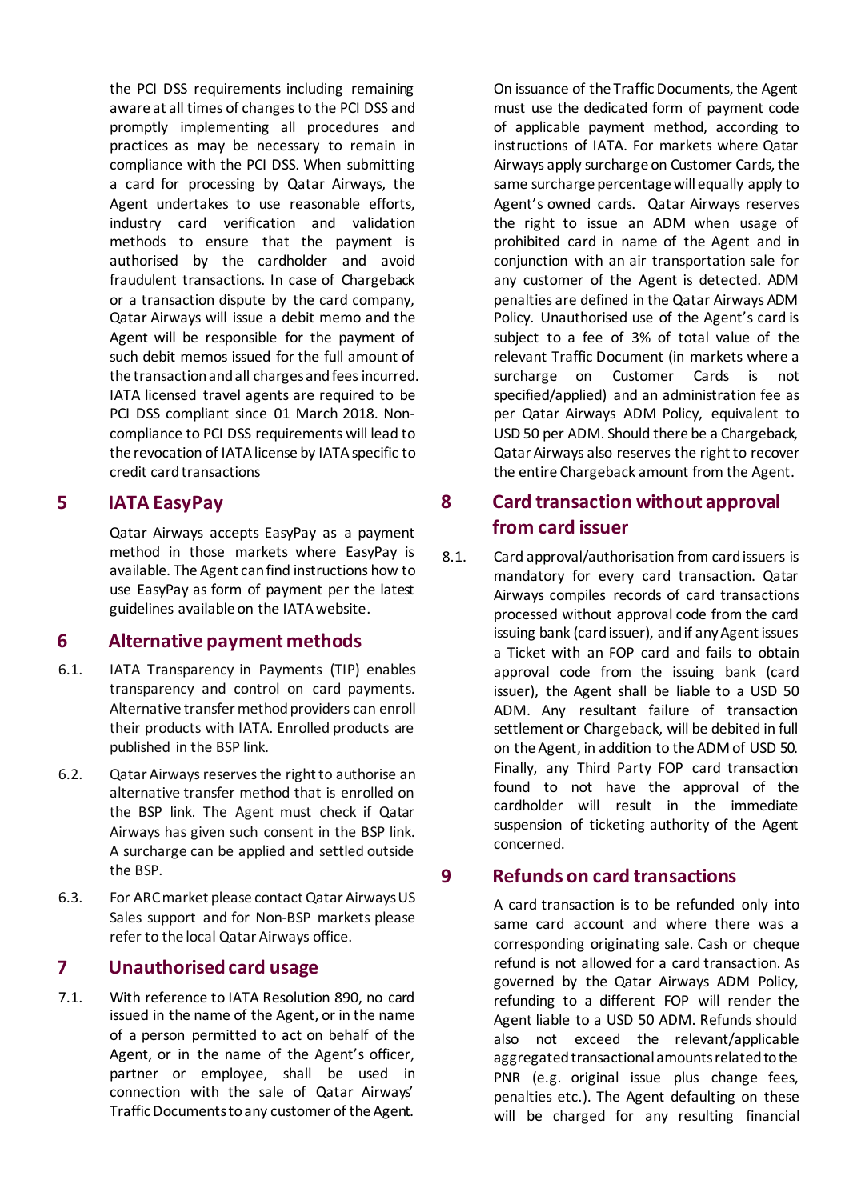the PCI DSS requirements including remaining aware at all times of changes to the PCI DSS and promptly implementing all procedures and practices as may be necessary to remain in compliance with the PCI DSS. When submitting a card for processing by Qatar Airways, the Agent undertakes to use reasonable efforts, industry card verification and validation methods to ensure that the payment is authorised by the cardholder and avoid fraudulent transactions. In case of Chargeback or a transaction dispute by the card company, Qatar Airways will issue a debit memo and the Agent will be responsible for the payment of such debit memos issued for the full amount of the transaction and all charges and fees incurred. IATA licensed travel agents are required to be PCI DSS compliant since 01 March 2018. Non-compliance to PCI DSS requirements will lead to the revocation of IATA license by IATA specific to credit card transactions

## 5 IATA EasyPay

Qatar Airways accepts EasyPay as a payment method in those markets where EasyPay is available. The Agent can find instructions how to use EasyPay as form of payment per the latest guidelines available on the IATA website.

## 6 Alternative payment methods

6.1. IATA Transparency in Payments (TIP) enables transparency and control on card payments. Alternative transfer method providers can enroll their products with IATA. Enrolled products are published in the BSP link.

6.2. Qatar Airways reserves the right to authorise an alternative transfer method that is enrolled on the BSP link. The Agent must check if Qatar Airways has given such consent in the BSP link. A surcharge can be applied and settled outside the BSP.

6.3. For ARC market please contact Qatar Airways US Sales support and for Non-BSP markets please refer to the local Qatar Airways office.

## 7 Unauthorised card usage

7.1. With reference to IATA Resolution 890, no card issued in the name of the Agent, or in the name of a person permitted to act on behalf of the Agent, or in the name of the Agent's officer, partner or employee, shall be used in connection with the sale of Qatar Airways' Traffic Documents to any customer of the Agent.

On issuance of the Traffic Documents, the Agent must use the dedicated form of payment code of applicable payment method, according to instructions of IATA. For markets where Qatar Airways apply surcharge on Customer Cards, the same surcharge percentage will equally apply to Agent's owned cards. Qatar Airways reserves the right to issue an ADM when usage of prohibited card in name of the Agent and in conjunction with an air transportation sale for any customer of the Agent is detected. ADM penalties are defined in the Qatar Airways ADM Policy. Unauthorised use of the Agent's card is subject to a fee of 3% of total value of the relevant Traffic Document (in markets where a surcharge on Customer Cards is not specified/applied) and an administration fee as per Qatar Airways ADM Policy, equivalent to USD 50 per ADM. Should there be a Chargeback, Qatar Airways also reserves the right to recover the entire Chargeback amount from the Agent.

## 8 Card transaction without approval from card issuer

8.1. Card approval/authorisation from card issuers is mandatory for every card transaction. Qatar Airways compiles records of card transactions processed without approval code from the card issuing bank (card issuer), and if any Agent issues a Ticket with an FOP card and fails to obtain approval code from the issuing bank (card issuer), the Agent shall be liable to a USD 50 ADM. Any resultant failure of transaction settlement or Chargeback, will be debited in full on the Agent, in addition to the ADM of USD 50. Finally, any Third Party FOP card transaction found to not have the approval of the cardholder will result in the immediate suspension of ticketing authority of the Agent concerned.

## 9 Refunds on card transactions

A card transaction is to be refunded only into same card account and where there was a corresponding originating sale. Cash or cheque refund is not allowed for a card transaction. As governed by the Qatar Airways ADM Policy, refunding to a different FOP will render the Agent liable to a USD 50 ADM. Refunds should also not exceed the relevant/applicable aggregated transactional amounts related to the PNR (e.g. original issue plus change fees, penalties etc.). The Agent defaulting on these will be charged for any resulting financial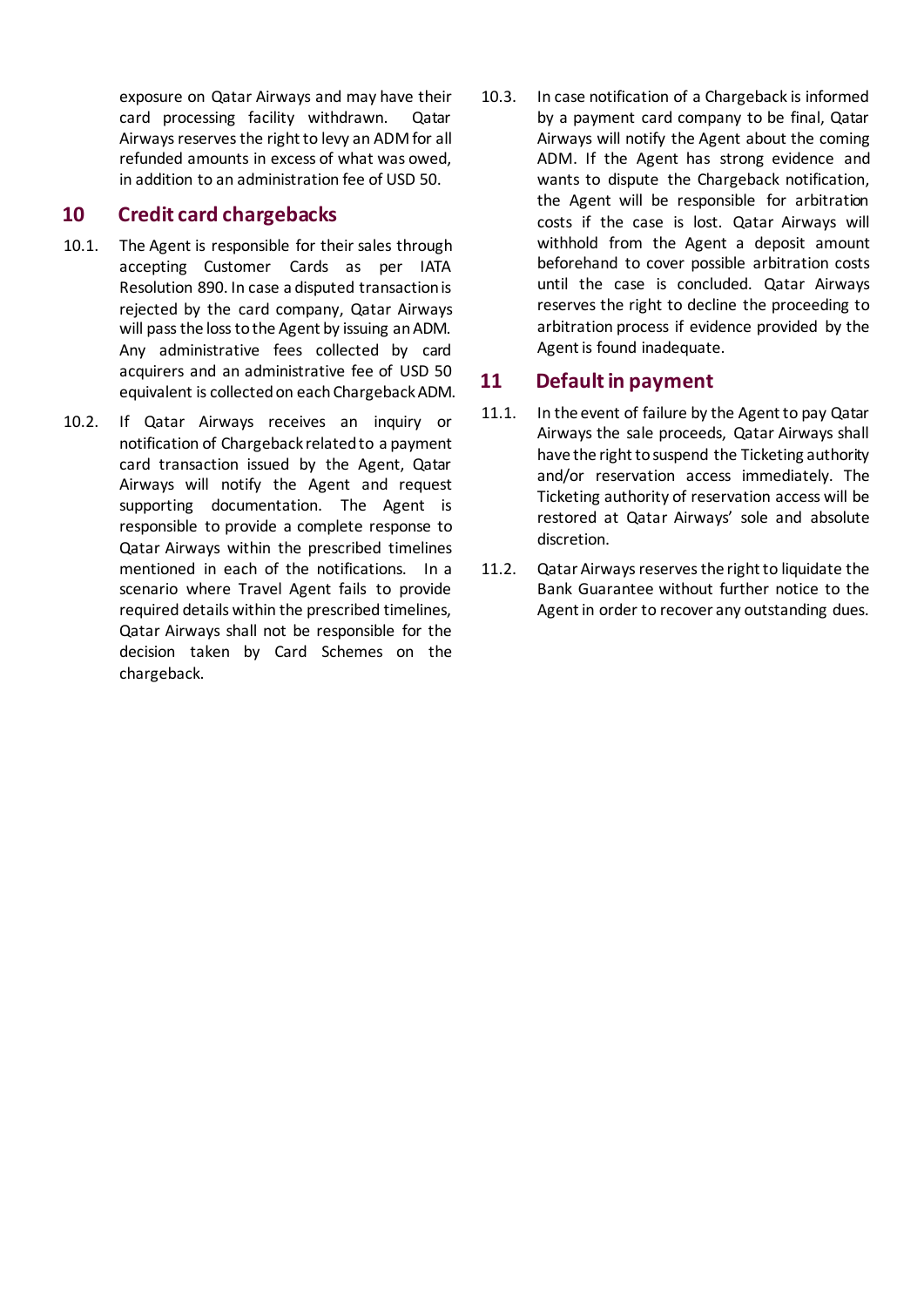exposure on Qatar Airways and may have their card processing facility withdrawn. Qatar Airways reserves the right to levy an ADM for all refunded amounts in excess of what was owed, in addition to an administration fee of USD 50.

## 10 Credit card chargebacks

10.1. The Agent is responsible for their sales through accepting Customer Cards as per IATA Resolution 890. In case a disputed transaction is rejected by the card company, Qatar Airways will pass the loss to the Agent by issuing an ADM. Any administrative fees collected by card acquirers and an administrative fee of USD 50 equivalent is collected on each Chargeback ADM.

10.2. If Qatar Airways receives an inquiry or notification of Chargeback related to a payment card transaction issued by the Agent, Qatar Airways will notify the Agent and request supporting documentation. The Agent is responsible to provide a complete response to Qatar Airways within the prescribed timelines mentioned in each of the notifications. In a scenario where Travel Agent fails to provide required details within the prescribed timelines, Qatar Airways shall not be responsible for the decision taken by Card Schemes on the chargeback.

10.3. In case notification of a Chargeback is informed by a payment card company to be final, Qatar Airways will notify the Agent about the coming ADM. If the Agent has strong evidence and wants to dispute the Chargeback notification, the Agent will be responsible for arbitration costs if the case is lost. Qatar Airways will withhold from the Agent a deposit amount beforehand to cover possible arbitration costs until the case is concluded. Qatar Airways reserves the right to decline the proceeding to arbitration process if evidence provided by the Agent is found inadequate.

## 11 Default in payment

11.1. In the event of failure by the Agent to pay Qatar Airways the sale proceeds, Qatar Airways shall have the right to suspend the Ticketing authority and/or reservation access immediately. The Ticketing authority of reservation access will be restored at Qatar Airways' sole and absolute discretion.

11.2. Qatar Airways reserves the right to liquidate the Bank Guarantee without further notice to the Agent in order to recover any outstanding dues.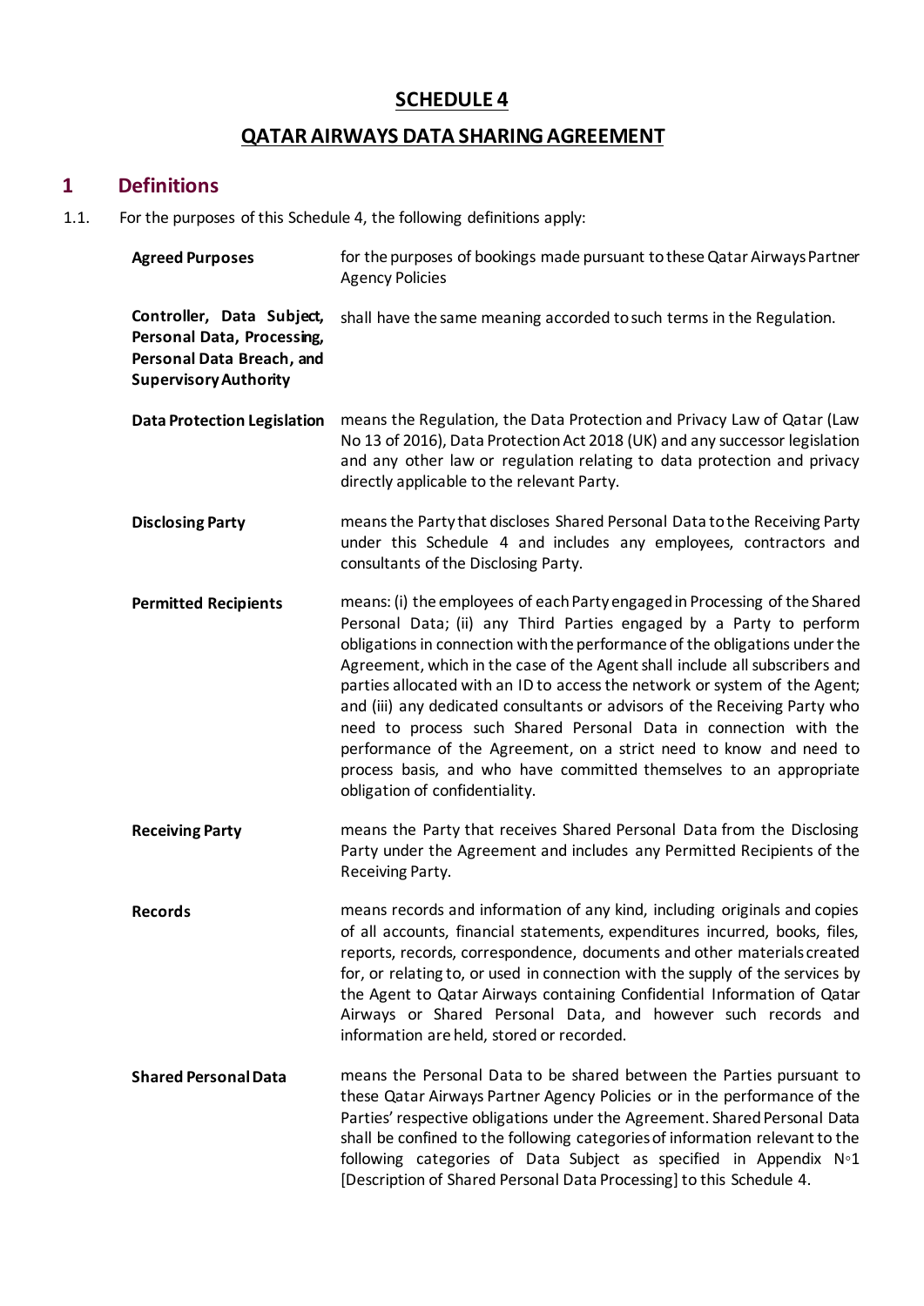# SCHEDULE 4

## QATAR AIRWAYS DATA SHARING AGREEMENT

## 1 Definitions

1.1. For the purposes of this Schedule 4, the following definitions apply:

| | |
|---|---|
| **Agreed Purposes** | for the purposes of bookings made pursuant to these Qatar Airways Partner Agency Policies |
| **Controller, Data Subject, Personal Data, Processing, Personal Data Breach, and Supervisory Authority** | shall have the same meaning accorded to such terms in the Regulation. |
| **Data Protection Legislation** | means the Regulation, the Data Protection and Privacy Law of Qatar (Law No 13 of 2016), Data Protection Act 2018 (UK) and any successor legislation and any other law or regulation relating to data protection and privacy directly applicable to the relevant Party. |
| **Disclosing Party** | means the Party that discloses Shared Personal Data to the Receiving Party under this Schedule 4 and includes any employees, contractors and consultants of the Disclosing Party. |
| **Permitted Recipients** | means: (i) the employees of each Party engaged in Processing of the Shared Personal Data; (ii) any Third Parties engaged by a Party to perform obligations in connection with the performance of the obligations under the Agreement, which in the case of the Agent shall include all subscribers and parties allocated with an ID to access the network or system of the Agent; and (iii) any dedicated consultants or advisors of the Receiving Party who need to process such Shared Personal Data in connection with the performance of the Agreement, on a strict need to know and need to process basis, and who have committed themselves to an appropriate obligation of confidentiality. |
| **Receiving Party** | means the Party that receives Shared Personal Data from the Disclosing Party under the Agreement and includes any Permitted Recipients of the Receiving Party. |
| **Records** | means records and information of any kind, including originals and copies of all accounts, financial statements, expenditures incurred, books, files, reports, records, correspondence, documents and other materials created for, or relating to, or used in connection with the supply of the services by the Agent to Qatar Airways containing Confidential Information of Qatar Airways or Shared Personal Data, and however such records and information are held, stored or recorded. |
| **Shared Personal Data** | means the Personal Data to be shared between the Parties pursuant to these Qatar Airways Partner Agency Policies or in the performance of the Parties' respective obligations under the Agreement. Shared Personal Data shall be confined to the following categories of information relevant to the following categories of Data Subject as specified in Appendix N◦1 [Description of Shared Personal Data Processing] to this Schedule 4. |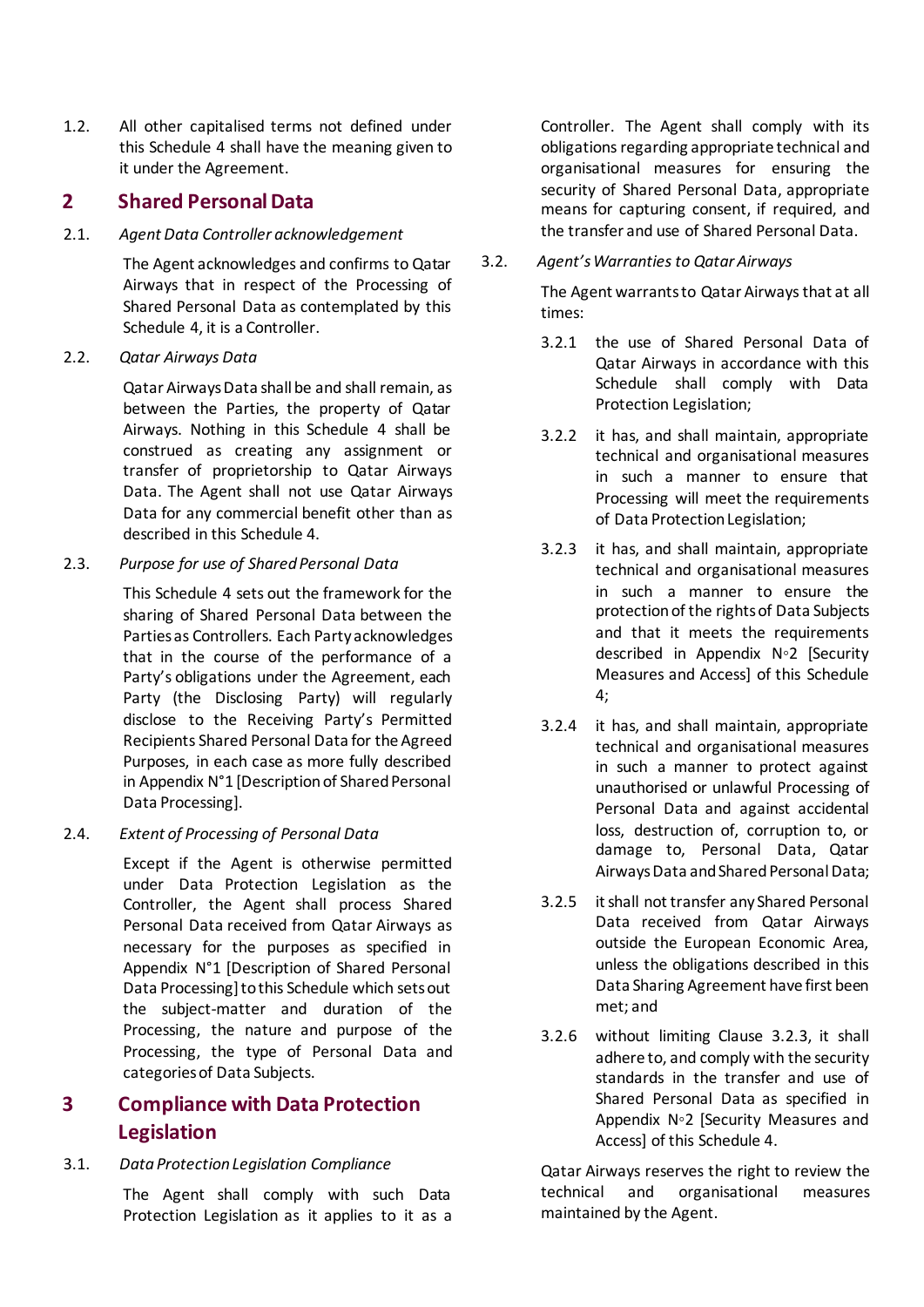1.2. All other capitalised terms not defined under this Schedule 4 shall have the meaning given to it under the Agreement.

## 2 Shared Personal Data

2.1. *Agent Data Controller acknowledgement*

The Agent acknowledges and confirms to Qatar Airways that in respect of the Processing of Shared Personal Data as contemplated by this Schedule 4, it is a Controller.

2.2. *Qatar Airways Data*

Qatar Airways Data shall be and shall remain, as between the Parties, the property of Qatar Airways. Nothing in this Schedule 4 shall be construed as creating any assignment or transfer of proprietorship to Qatar Airways Data. The Agent shall not use Qatar Airways Data for any commercial benefit other than as described in this Schedule 4.

2.3. *Purpose for use of Shared Personal Data*

This Schedule 4 sets out the framework for the sharing of Shared Personal Data between the Parties as Controllers. Each Party acknowledges that in the course of the performance of a Party's obligations under the Agreement, each Party (the Disclosing Party) will regularly disclose to the Receiving Party's Permitted Recipients Shared Personal Data for the Agreed Purposes, in each case as more fully described in Appendix N°1 [Description of Shared Personal Data Processing].

2.4. *Extent of Processing of Personal Data*

Except if the Agent is otherwise permitted under Data Protection Legislation as the Controller, the Agent shall process Shared Personal Data received from Qatar Airways as necessary for the purposes as specified in Appendix N°1 [Description of Shared Personal Data Processing] to this Schedule which sets out the subject-matter and duration of the Processing, the nature and purpose of the Processing, the type of Personal Data and categories of Data Subjects.

## 3 Compliance with Data Protection Legislation

3.1. *Data Protection Legislation Compliance*

The Agent shall comply with such Data Protection Legislation as it applies to it as a Controller. The Agent shall comply with its obligations regarding appropriate technical and organisational measures for ensuring the security of Shared Personal Data, appropriate means for capturing consent, if required, and the transfer and use of Shared Personal Data.

3.2. *Agent's Warranties to Qatar Airways*

The Agent warrants to Qatar Airways that at all times:

3.2.1 the use of Shared Personal Data of Qatar Airways in accordance with this Schedule shall comply with Data Protection Legislation;

3.2.2 it has, and shall maintain, appropriate technical and organisational measures in such a manner to ensure that Processing will meet the requirements of Data Protection Legislation;

3.2.3 it has, and shall maintain, appropriate technical and organisational measures in such a manner to ensure the protection of the rights of Data Subjects and that it meets the requirements described in Appendix N◦2 [Security Measures and Access] of this Schedule 4;

3.2.4 it has, and shall maintain, appropriate technical and organisational measures in such a manner to protect against unauthorised or unlawful Processing of Personal Data and against accidental loss, destruction of, corruption to, or damage to, Personal Data, Qatar Airways Data and Shared Personal Data;

3.2.5 it shall not transfer any Shared Personal Data received from Qatar Airways outside the European Economic Area, unless the obligations described in this Data Sharing Agreement have first been met; and

3.2.6 without limiting Clause 3.2.3, it shall adhere to, and comply with the security standards in the transfer and use of Shared Personal Data as specified in Appendix N◦2 [Security Measures and Access] of this Schedule 4.

Qatar Airways reserves the right to review the technical and organisational measures maintained by the Agent.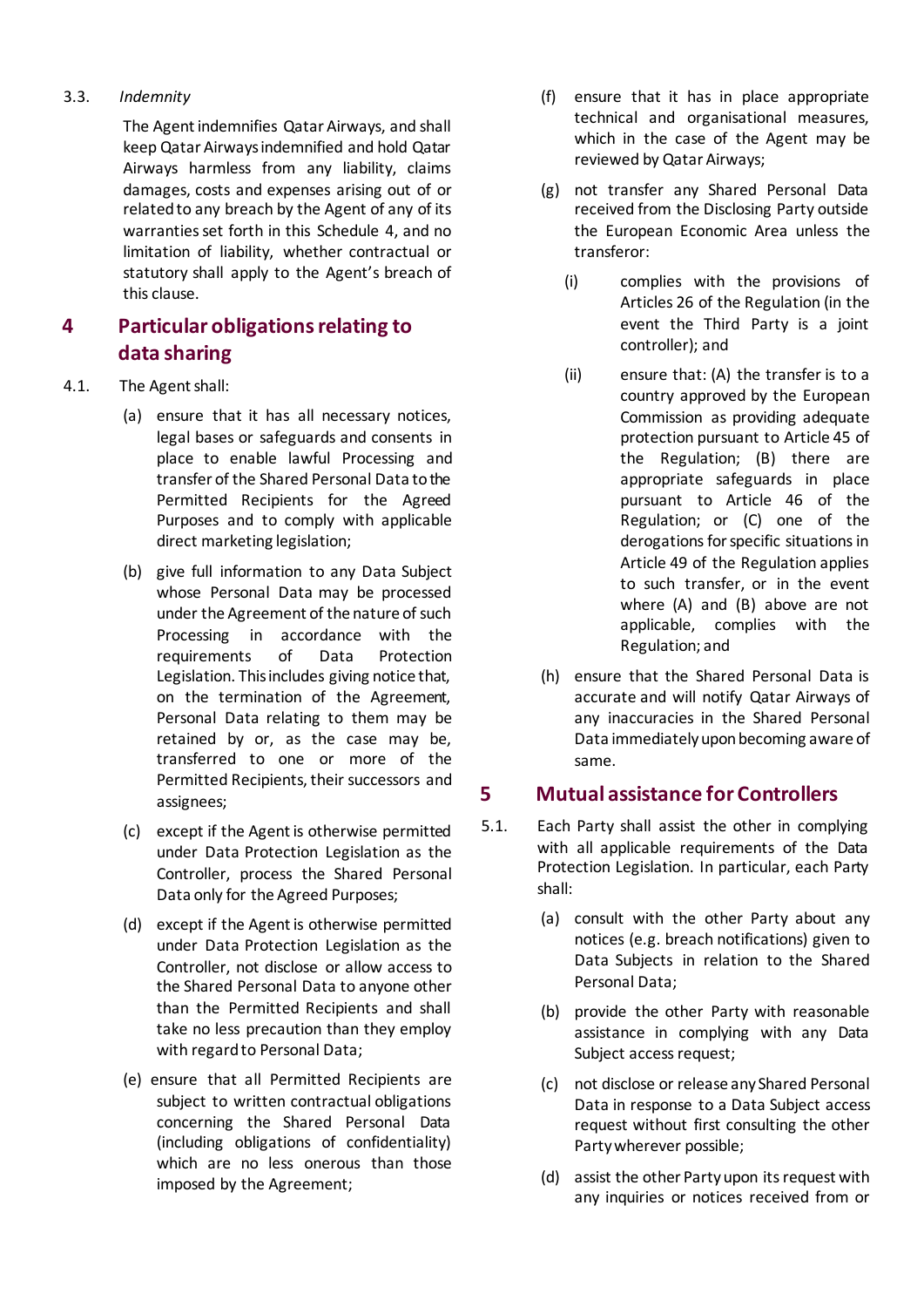3.3. *Indemnity*

The Agent indemnifies Qatar Airways, and shall keep Qatar Airways indemnified and hold Qatar Airways harmless from any liability, claims damages, costs and expenses arising out of or related to any breach by the Agent of any of its warranties set forth in this Schedule 4, and no limitation of liability, whether contractual or statutory shall apply to the Agent's breach of this clause.

## 4 Particular obligations relating to data sharing

4.1. The Agent shall:

(a) ensure that it has all necessary notices, legal bases or safeguards and consents in place to enable lawful Processing and transfer of the Shared Personal Data to the Permitted Recipients for the Agreed Purposes and to comply with applicable direct marketing legislation;

(b) give full information to any Data Subject whose Personal Data may be processed under the Agreement of the nature of such Processing in accordance with the requirements of Data Protection Legislation. This includes giving notice that, on the termination of the Agreement, Personal Data relating to them may be retained by or, as the case may be, transferred to one or more of the Permitted Recipients, their successors and assignees;

(c) except if the Agent is otherwise permitted under Data Protection Legislation as the Controller, process the Shared Personal Data only for the Agreed Purposes;

(d) except if the Agent is otherwise permitted under Data Protection Legislation as the Controller, not disclose or allow access to the Shared Personal Data to anyone other than the Permitted Recipients and shall take no less precaution than they employ with regard to Personal Data;

(e) ensure that all Permitted Recipients are subject to written contractual obligations concerning the Shared Personal Data (including obligations of confidentiality) which are no less onerous than those imposed by the Agreement;

(f) ensure that it has in place appropriate technical and organisational measures, which in the case of the Agent may be reviewed by Qatar Airways;

(g) not transfer any Shared Personal Data received from the Disclosing Party outside the European Economic Area unless the transferor:

  (i) complies with the provisions of Articles 26 of the Regulation (in the event the Third Party is a joint controller); and

  (ii) ensure that: (A) the transfer is to a country approved by the European Commission as providing adequate protection pursuant to Article 45 of the Regulation; (B) there are appropriate safeguards in place pursuant to Article 46 of the Regulation; or (C) one of the derogations for specific situations in Article 49 of the Regulation applies to such transfer, or in the event where (A) and (B) above are not applicable, complies with the Regulation; and

(h) ensure that the Shared Personal Data is accurate and will notify Qatar Airways of any inaccuracies in the Shared Personal Data immediately upon becoming aware of same.

## 5 Mutual assistance for Controllers

5.1. Each Party shall assist the other in complying with all applicable requirements of the Data Protection Legislation. In particular, each Party shall:

(a) consult with the other Party about any notices (e.g. breach notifications) given to Data Subjects in relation to the Shared Personal Data;

(b) provide the other Party with reasonable assistance in complying with any Data Subject access request;

(c) not disclose or release any Shared Personal Data in response to a Data Subject access request without first consulting the other Party wherever possible;

(d) assist the other Party upon its request with any inquiries or notices received from or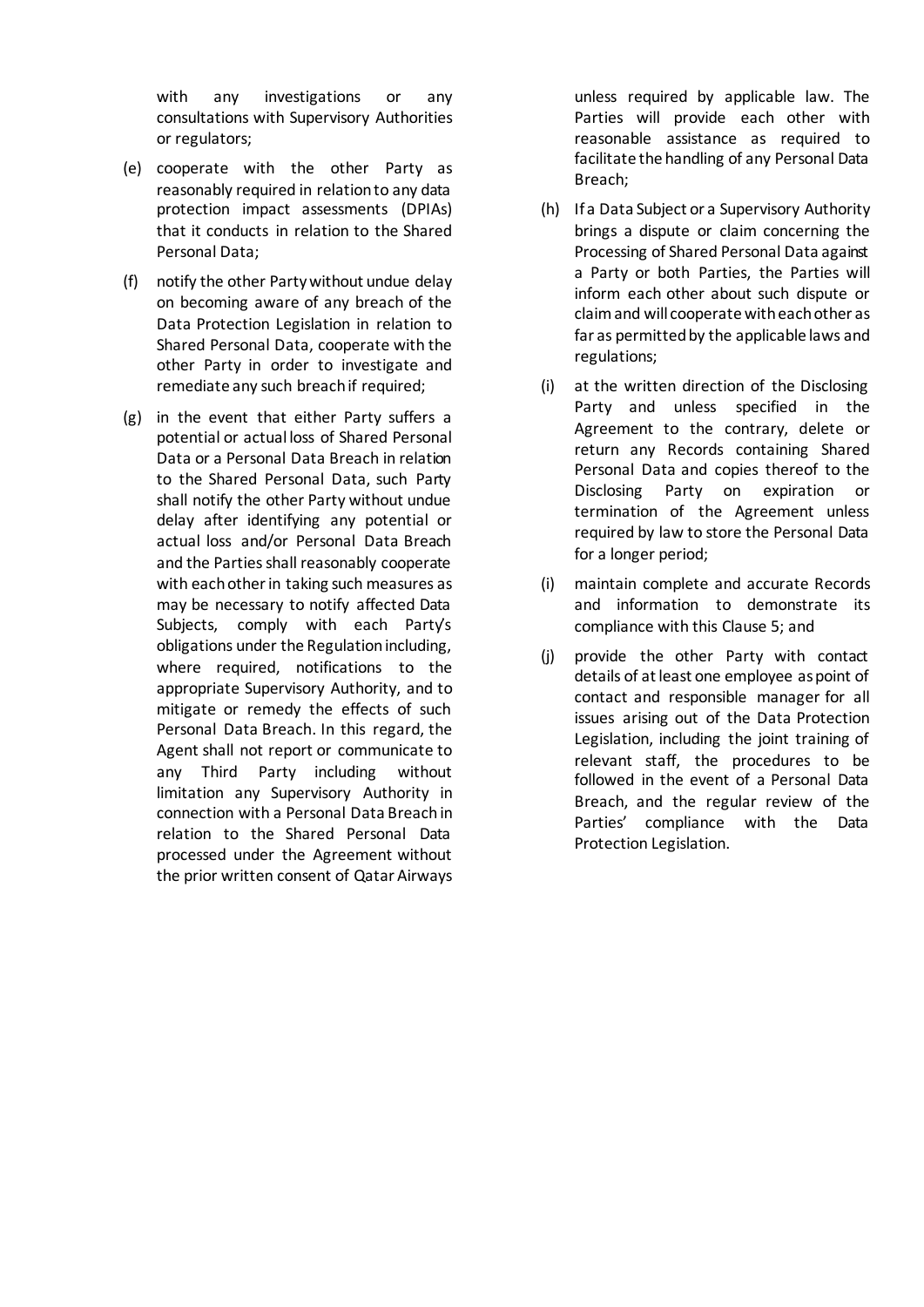with any investigations or any consultations with Supervisory Authorities or regulators;

(e) cooperate with the other Party as reasonably required in relation to any data protection impact assessments (DPIAs) that it conducts in relation to the Shared Personal Data;

(f) notify the other Party without undue delay on becoming aware of any breach of the Data Protection Legislation in relation to Shared Personal Data, cooperate with the other Party in order to investigate and remediate any such breach if required;

(g) in the event that either Party suffers a potential or actual loss of Shared Personal Data or a Personal Data Breach in relation to the Shared Personal Data, such Party shall notify the other Party without undue delay after identifying any potential or actual loss and/or Personal Data Breach and the Parties shall reasonably cooperate with each other in taking such measures as may be necessary to notify affected Data Subjects, comply with each Party's obligations under the Regulation including, where required, notifications to the appropriate Supervisory Authority, and to mitigate or remedy the effects of such Personal Data Breach. In this regard, the Agent shall not report or communicate to any Third Party including without limitation any Supervisory Authority in connection with a Personal Data Breach in relation to the Shared Personal Data processed under the Agreement without the prior written consent of Qatar Airways unless required by applicable law. The Parties will provide each other with reasonable assistance as required to facilitate the handling of any Personal Data Breach;

(h) If a Data Subject or a Supervisory Authority brings a dispute or claim concerning the Processing of Shared Personal Data against a Party or both Parties, the Parties will inform each other about such dispute or claim and will cooperate with each other as far as permitted by the applicable laws and regulations;

(i) at the written direction of the Disclosing Party and unless specified in the Agreement to the contrary, delete or return any Records containing Shared Personal Data and copies thereof to the Disclosing Party on expiration or termination of the Agreement unless required by law to store the Personal Data for a longer period;

(i) maintain complete and accurate Records and information to demonstrate its compliance with this Clause 5; and

(j) provide the other Party with contact details of at least one employee as point of contact and responsible manager for all issues arising out of the Data Protection Legislation, including the joint training of relevant staff, the procedures to be followed in the event of a Personal Data Breach, and the regular review of the Parties' compliance with the Data Protection Legislation.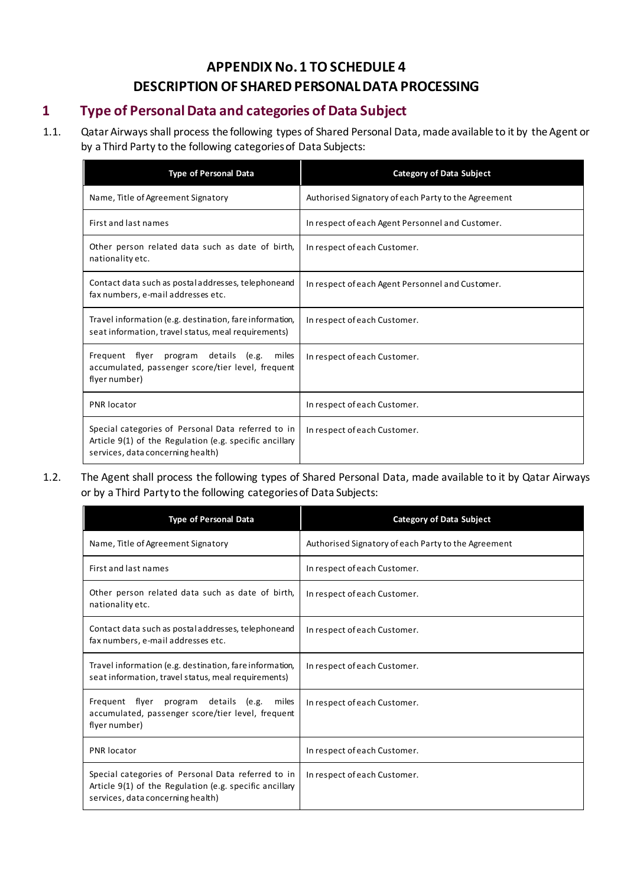# APPENDIX No. 1 TO SCHEDULE 4
# DESCRIPTION OF SHARED PERSONAL DATA PROCESSING

## 1 Type of Personal Data and categories of Data Subject

1.1. Qatar Airways shall process the following types of Shared Personal Data, made available to it by the Agent or by a Third Party to the following categories of Data Subjects:

| Type of Personal Data | Category of Data Subject |
|---|---|
| Name, Title of Agreement Signatory | Authorised Signatory of each Party to the Agreement |
| First and last names | In respect of each Agent Personnel and Customer. |
| Other person related data such as date of birth, nationality etc. | In respect of each Customer. |
| Contact data such as postal addresses, telephone and fax numbers, e-mail addresses etc. | In respect of each Agent Personnel and Customer. |
| Travel information (e.g. destination, fare information, seat information, travel status, meal requirements) | In respect of each Customer. |
| Frequent flyer program details (e.g. miles accumulated, passenger score/tier level, frequent flyer number) | In respect of each Customer. |
| PNR locator | In respect of each Customer. |
| Special categories of Personal Data referred to in Article 9(1) of the Regulation (e.g. specific ancillary services, data concerning health) | In respect of each Customer. |

1.2. The Agent shall process the following types of Shared Personal Data, made available to it by Qatar Airways or by a Third Party to the following categories of Data Subjects:

| Type of Personal Data | Category of Data Subject |
|---|---|
| Name, Title of Agreement Signatory | Authorised Signatory of each Party to the Agreement |
| First and last names | In respect of each Customer. |
| Other person related data such as date of birth, nationality etc. | In respect of each Customer. |
| Contact data such as postal addresses, telephone and fax numbers, e-mail addresses etc. | In respect of each Customer. |
| Travel information (e.g. destination, fare information, seat information, travel status, meal requirements) | In respect of each Customer. |
| Frequent flyer program details (e.g. miles accumulated, passenger score/tier level, frequent flyer number) | In respect of each Customer. |
| PNR locator | In respect of each Customer. |
| Special categories of Personal Data referred to in Article 9(1) of the Regulation (e.g. specific ancillary services, data concerning health) | In respect of each Customer. |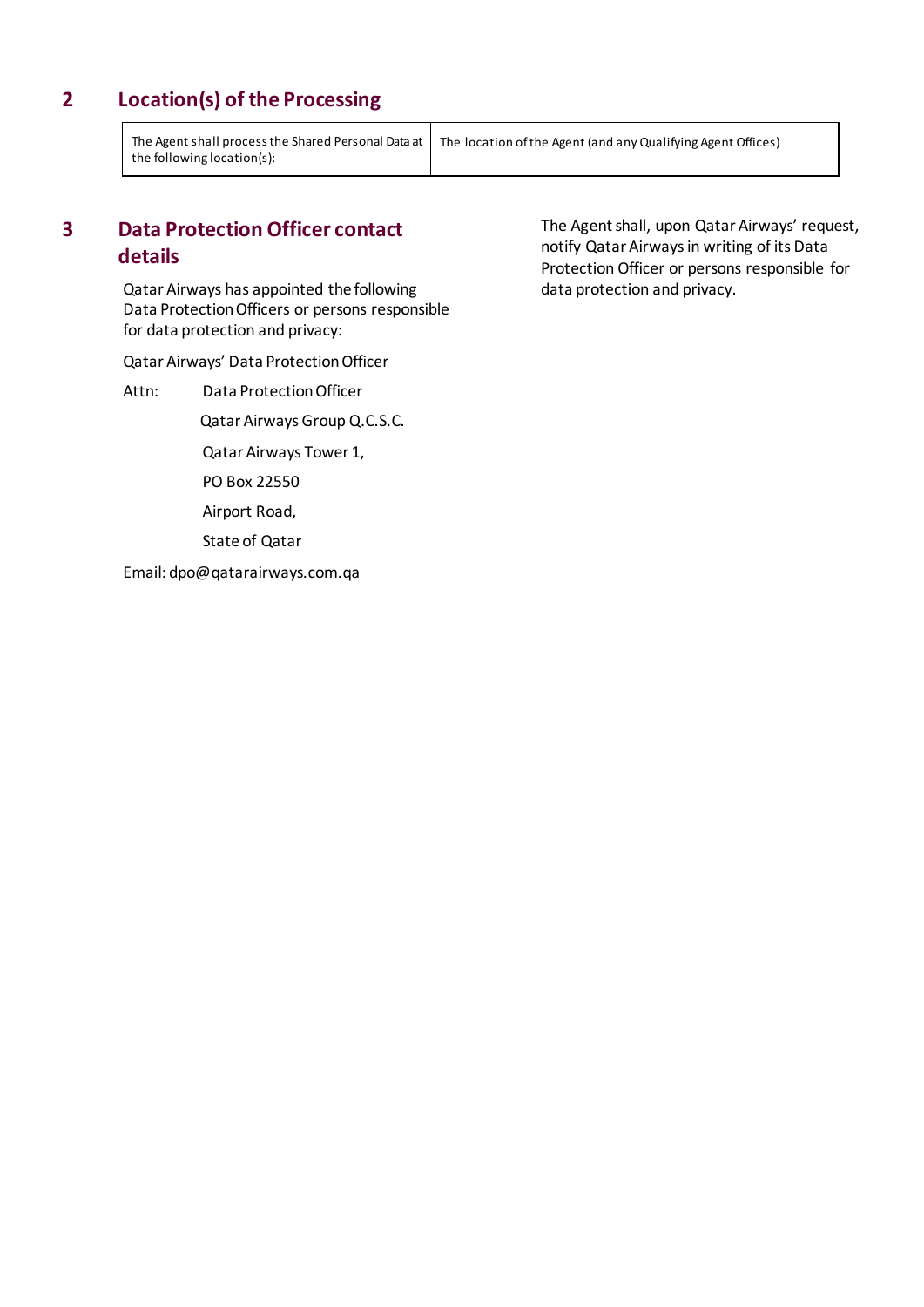## 2 Location(s) of the Processing

| The Agent shall process the Shared Personal Data at the following location(s): | The location of the Agent (and any Qualifying Agent Offices) |
|---|---|

## 3 Data Protection Officer contact details

Qatar Airways has appointed the following Data Protection Officers or persons responsible for data protection and privacy:

Qatar Airways' Data Protection Officer

Attn: Data Protection Officer

Qatar Airways Group Q.C.S.C.

Qatar Airways Tower 1,

PO Box 22550

Airport Road,

State of Qatar

Email: dpo@qatarairways.com.qa

The Agent shall, upon Qatar Airways' request, notify Qatar Airways in writing of its Data Protection Officer or persons responsible for data protection and privacy.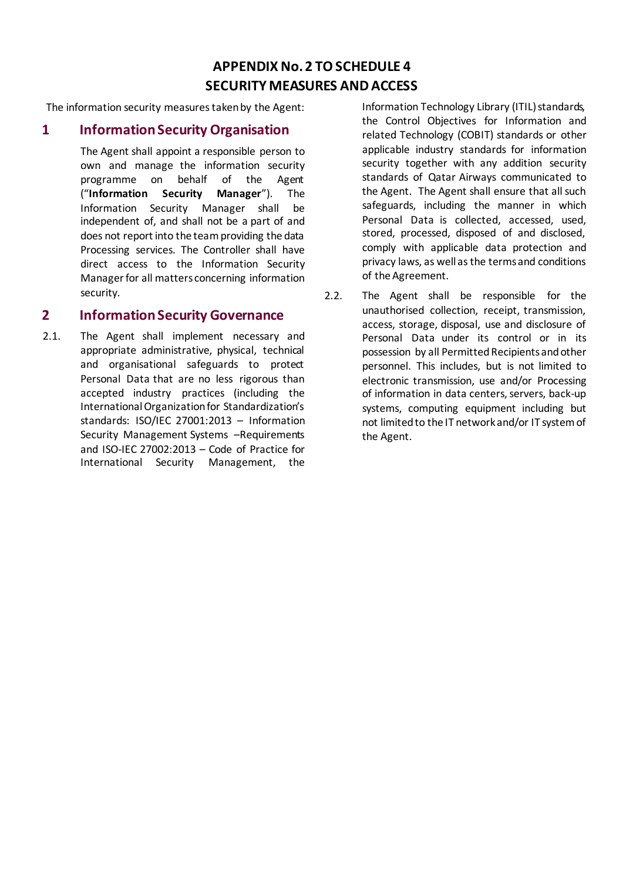# APPENDIX No. 2 TO SCHEDULE 4
# SECURITY MEASURES AND ACCESS

The information security measures taken by the Agent:

## 1 Information Security Organisation

The Agent shall appoint a responsible person to own and manage the information security programme on behalf of the Agent (“**Information Security Manager**”). The Information Security Manager shall be independent of, and shall not be a part of and does not report into the team providing the data Processing services. The Controller shall have direct access to the Information Security Manager for all matters concerning information security.

## 2 Information Security Governance

2.1. The Agent shall implement necessary and appropriate administrative, physical, technical and organisational safeguards to protect Personal Data that are no less rigorous than accepted industry practices (including the International Organization for Standardization’s standards: ISO/IEC 27001:2013 – Information Security Management Systems –Requirements and ISO-IEC 27002:2013 – Code of Practice for International Security Management, the Information Technology Library (ITIL) standards, the Control Objectives for Information and related Technology (COBIT) standards or other applicable industry standards for information security together with any addition security standards of Qatar Airways communicated to the Agent. The Agent shall ensure that all such safeguards, including the manner in which Personal Data is collected, accessed, used, stored, processed, disposed of and disclosed, comply with applicable data protection and privacy laws, as well as the terms and conditions of the Agreement.

2.2. The Agent shall be responsible for the unauthorised collection, receipt, transmission, access, storage, disposal, use and disclosure of Personal Data under its control or in its possession by all Permitted Recipients and other personnel. This includes, but is not limited to electronic transmission, use and/or Processing of information in data centers, servers, back-up systems, computing equipment including but not limited to the IT network and/or IT system of the Agent.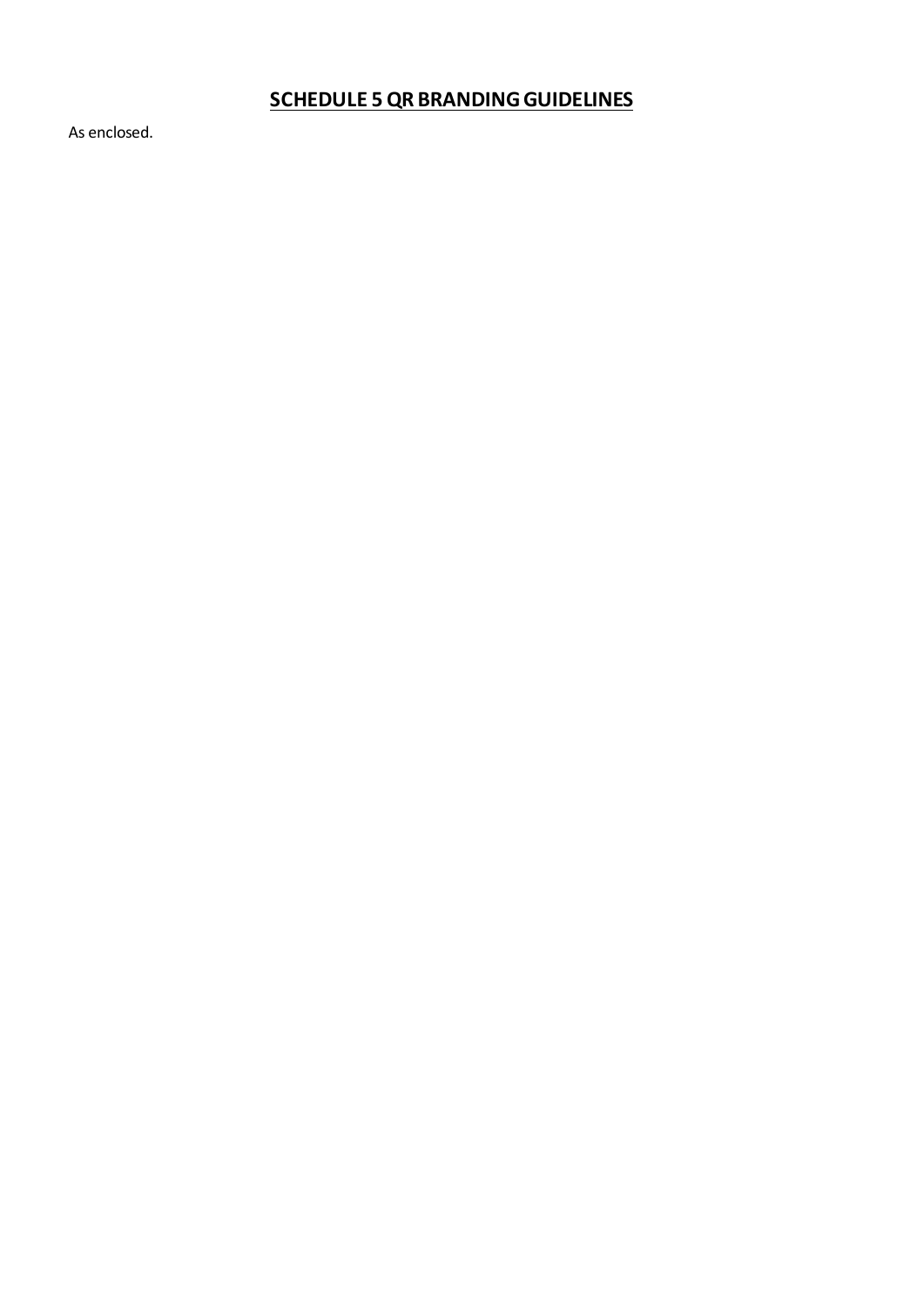## **SCHEDULE 5 QR BRANDING GUIDELINES**

As enclosed.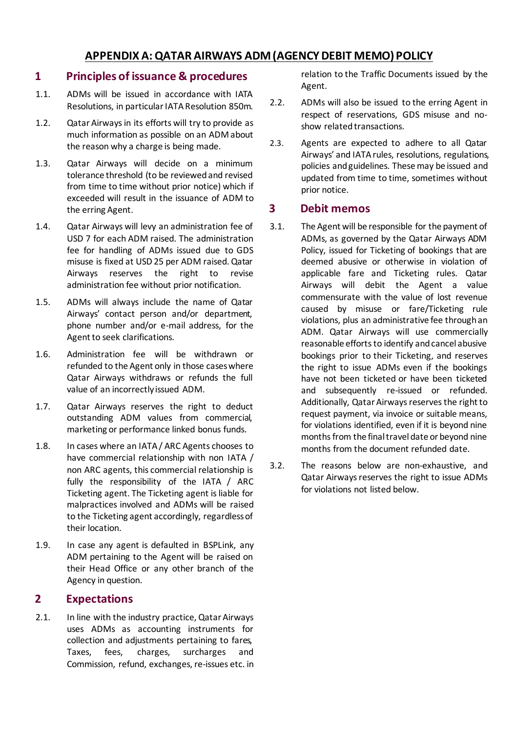# APPENDIX A: QATAR AIRWAYS ADM (AGENCY DEBIT MEMO) POLICY

## 1 Principles of issuance & procedures

1.1. ADMs will be issued in accordance with IATA Resolutions, in particular IATA Resolution 850m.

1.2. Qatar Airways in its efforts will try to provide as much information as possible on an ADM about the reason why a charge is being made.

1.3. Qatar Airways will decide on a minimum tolerance threshold (to be reviewed and revised from time to time without prior notice) which if exceeded will result in the issuance of ADM to the erring Agent.

1.4. Qatar Airways will levy an administration fee of USD 7 for each ADM raised. The administration fee for handling of ADMs issued due to GDS misuse is fixed at USD 25 per ADM raised. Qatar Airways reserves the right to revise administration fee without prior notification.

1.5. ADMs will always include the name of Qatar Airways' contact person and/or department, phone number and/or e-mail address, for the Agent to seek clarifications.

1.6. Administration fee will be withdrawn or refunded to the Agent only in those cases where Qatar Airways withdraws or refunds the full value of an incorrectly issued ADM.

1.7. Qatar Airways reserves the right to deduct outstanding ADM values from commercial, marketing or performance linked bonus funds.

1.8. In cases where an IATA / ARC Agents chooses to have commercial relationship with non IATA / non ARC agents, this commercial relationship is fully the responsibility of the IATA / ARC Ticketing agent. The Ticketing agent is liable for malpractices involved and ADMs will be raised to the Ticketing agent accordingly, regardless of their location.

1.9. In case any agent is defaulted in BSPLink, any ADM pertaining to the Agent will be raised on their Head Office or any other branch of the Agency in question.

## 2 Expectations

2.1. In line with the industry practice, Qatar Airways uses ADMs as accounting instruments for collection and adjustments pertaining to fares, Taxes, fees, charges, surcharges and Commission, refund, exchanges, re-issues etc. in relation to the Traffic Documents issued by the Agent.

2.2. ADMs will also be issued to the erring Agent in respect of reservations, GDS misuse and no-show related transactions.

2.3. Agents are expected to adhere to all Qatar Airways' and IATA rules, resolutions, regulations, policies and guidelines. These may be issued and updated from time to time, sometimes without prior notice.

## 3 Debit memos

3.1. The Agent will be responsible for the payment of ADMs, as governed by the Qatar Airways ADM Policy, issued for Ticketing of bookings that are deemed abusive or otherwise in violation of applicable fare and Ticketing rules. Qatar Airways will debit the Agent a value commensurate with the value of lost revenue caused by misuse or fare/Ticketing rule violations, plus an administrative fee through an ADM. Qatar Airways will use commercially reasonable efforts to identify and cancel abusive bookings prior to their Ticketing, and reserves the right to issue ADMs even if the bookings have not been ticketed or have been ticketed and subsequently re-issued or refunded. Additionally, Qatar Airways reserves the right to request payment, via invoice or suitable means, for violations identified, even if it is beyond nine months from the final travel date or beyond nine months from the document refunded date.

3.2. The reasons below are non-exhaustive, and Qatar Airways reserves the right to issue ADMs for violations not listed below.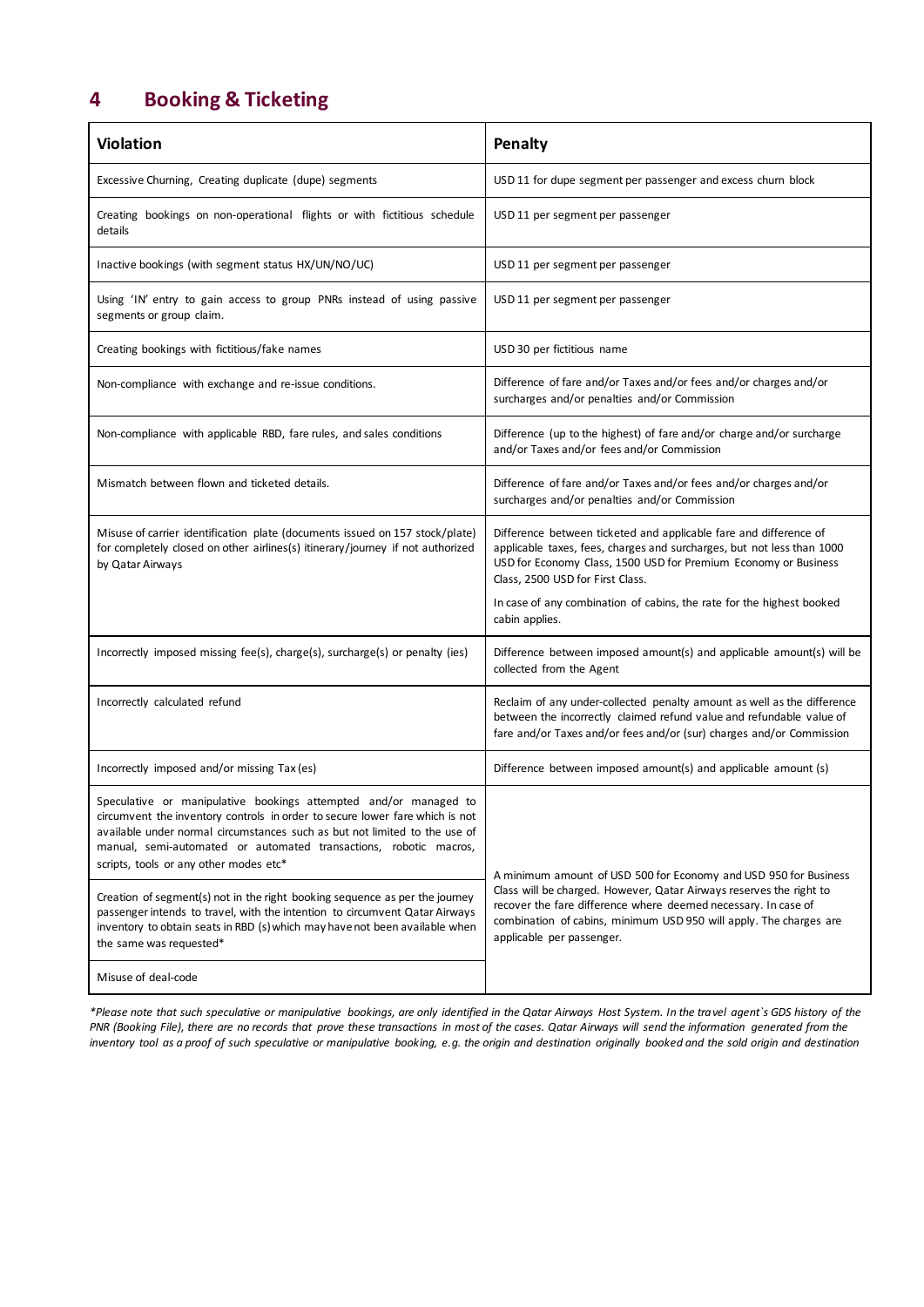# 4 Booking & Ticketing

| Violation | Penalty |
|---|---|
| Excessive Churning, Creating duplicate (dupe) segments | USD 11 for dupe segment per passenger and excess churn block |
| Creating bookings on non-operational flights or with fictitious schedule details | USD 11 per segment per passenger |
| Inactive bookings (with segment status HX/UN/NO/UC) | USD 11 per segment per passenger |
| Using 'IN' entry to gain access to group PNRs instead of using passive segments or group claim. | USD 11 per segment per passenger |
| Creating bookings with fictitious/fake names | USD 30 per fictitious name |
| Non-compliance with exchange and re-issue conditions. | Difference of fare and/or Taxes and/or fees and/or charges and/or surcharges and/or penalties and/or Commission |
| Non-compliance with applicable RBD, fare rules, and sales conditions | Difference (up to the highest) of fare and/or charge and/or surcharge and/or Taxes and/or fees and/or Commission |
| Mismatch between flown and ticketed details. | Difference of fare and/or Taxes and/or fees and/or charges and/or surcharges and/or penalties and/or Commission |
| Misuse of carrier identification plate (documents issued on 157 stock/plate) for completely closed on other airlines(s) itinerary/journey if not authorized by Qatar Airways | Difference between ticketed and applicable fare and difference of applicable taxes, fees, charges and surcharges, but not less than 1000 USD for Economy Class, 1500 USD for Premium Economy or Business Class, 2500 USD for First Class.<br><br>In case of any combination of cabins, the rate for the highest booked cabin applies. |
| Incorrectly imposed missing fee(s), charge(s), surcharge(s) or penalty (ies) | Difference between imposed amount(s) and applicable amount(s) will be collected from the Agent |
| Incorrectly calculated refund | Reclaim of any under-collected penalty amount as well as the difference between the incorrectly claimed refund value and refundable value of fare and/or Taxes and/or fees and/or (sur) charges and/or Commission |
| Incorrectly imposed and/or missing Tax (es) | Difference between imposed amount(s) and applicable amount (s) |
| Speculative or manipulative bookings attempted and/or managed to circumvent the inventory controls in order to secure lower fare which is not available under normal circumstances such as but not limited to the use of manual, semi-automated or automated transactions, robotic macros, scripts, tools or any other modes etc* | A minimum amount of USD 500 for Economy and USD 950 for Business Class will be charged. However, Qatar Airways reserves the right to recover the fare difference where deemed necessary. In case of combination of cabins, minimum USD 950 will apply. The charges are applicable per passenger. |
| Creation of segment(s) not in the right booking sequence as per the journey passenger intends to travel, with the intention to circumvent Qatar Airways inventory to obtain seats in RBD (s) which may have not been available when the same was requested* | |
| Misuse of deal-code | |

*\*Please note that such speculative or manipulative bookings, are only identified in the Qatar Airways Host System. In the travel agent`s GDS history of the PNR (Booking File), there are no records that prove these transactions in most of the cases. Qatar Airways will send the information generated from the inventory tool as a proof of such speculative or manipulative booking, e.g. the origin and destination originally booked and the sold origin and destination*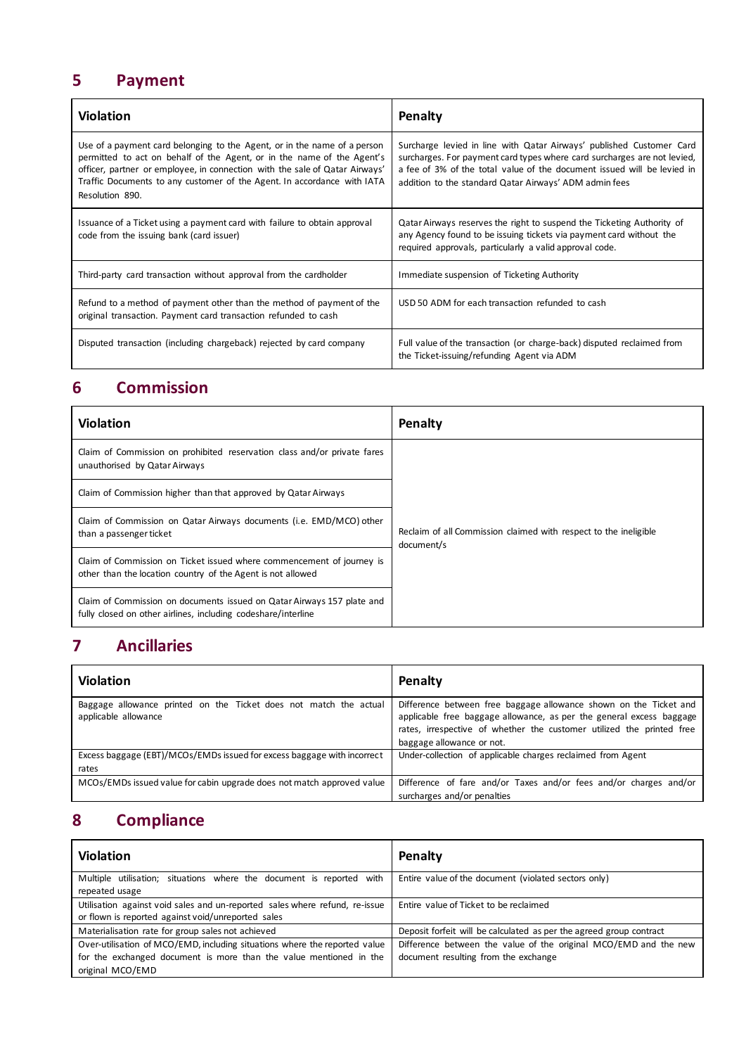## 5 Payment

| Violation | Penalty |
|---|---|
| Use of a payment card belonging to the Agent, or in the name of a person permitted to act on behalf of the Agent, or in the name of the Agent's officer, partner or employee, in connection with the sale of Qatar Airways' Traffic Documents to any customer of the Agent. In accordance with IATA Resolution 890. | Surcharge levied in line with Qatar Airways' published Customer Card surcharges. For payment card types where card surcharges are not levied, a fee of 3% of the total value of the document issued will be levied in addition to the standard Qatar Airways' ADM admin fees |
| Issuance of a Ticket using a payment card with failure to obtain approval code from the issuing bank (card issuer) | Qatar Airways reserves the right to suspend the Ticketing Authority of any Agency found to be issuing tickets via payment card without the required approvals, particularly a valid approval code. |
| Third-party card transaction without approval from the cardholder | Immediate suspension of Ticketing Authority |
| Refund to a method of payment other than the method of payment of the original transaction. Payment card transaction refunded to cash | USD 50 ADM for each transaction refunded to cash |
| Disputed transaction (including chargeback) rejected by card company | Full value of the transaction (or charge-back) disputed reclaimed from the Ticket-issuing/refunding Agent via ADM |

## 6 Commission

| Violation | Penalty |
|---|---|
| Claim of Commission on prohibited reservation class and/or private fares unauthorised by Qatar Airways | Reclaim of all Commission claimed with respect to the ineligible document/s |
| Claim of Commission higher than that approved by Qatar Airways | |
| Claim of Commission on Qatar Airways documents (i.e. EMD/MCO) other than a passenger ticket | |
| Claim of Commission on Ticket issued where commencement of journey is other than the location country of the Agent is not allowed | |
| Claim of Commission on documents issued on Qatar Airways 157 plate and fully closed on other airlines, including codeshare/interline | |

## 7 Ancillaries

| Violation | Penalty |
|---|---|
| Baggage allowance printed on the Ticket does not match the actual applicable allowance | Difference between free baggage allowance shown on the Ticket and applicable free baggage allowance, as per the general excess baggage rates, irrespective of whether the customer utilized the printed free baggage allowance or not. |
| Excess baggage (EBT)/MCOs/EMDs issued for excess baggage with incorrect rates | Under-collection of applicable charges reclaimed from Agent |
| MCOs/EMDs issued value for cabin upgrade does not match approved value | Difference of fare and/or Taxes and/or fees and/or charges and/or surcharges and/or penalties |

## 8 Compliance

| Violation | Penalty |
|---|---|
| Multiple utilisation; situations where the document is reported with repeated usage | Entire value of the document (violated sectors only) |
| Utilisation against void sales and un-reported sales where refund, re-issue or flown is reported against void/unreported sales | Entire value of Ticket to be reclaimed |
| Materialisation rate for group sales not achieved | Deposit forfeit will be calculated as per the agreed group contract |
| Over-utilisation of MCO/EMD, including situations where the reported value for the exchanged document is more than the value mentioned in the original MCO/EMD | Difference between the value of the original MCO/EMD and the new document resulting from the exchange |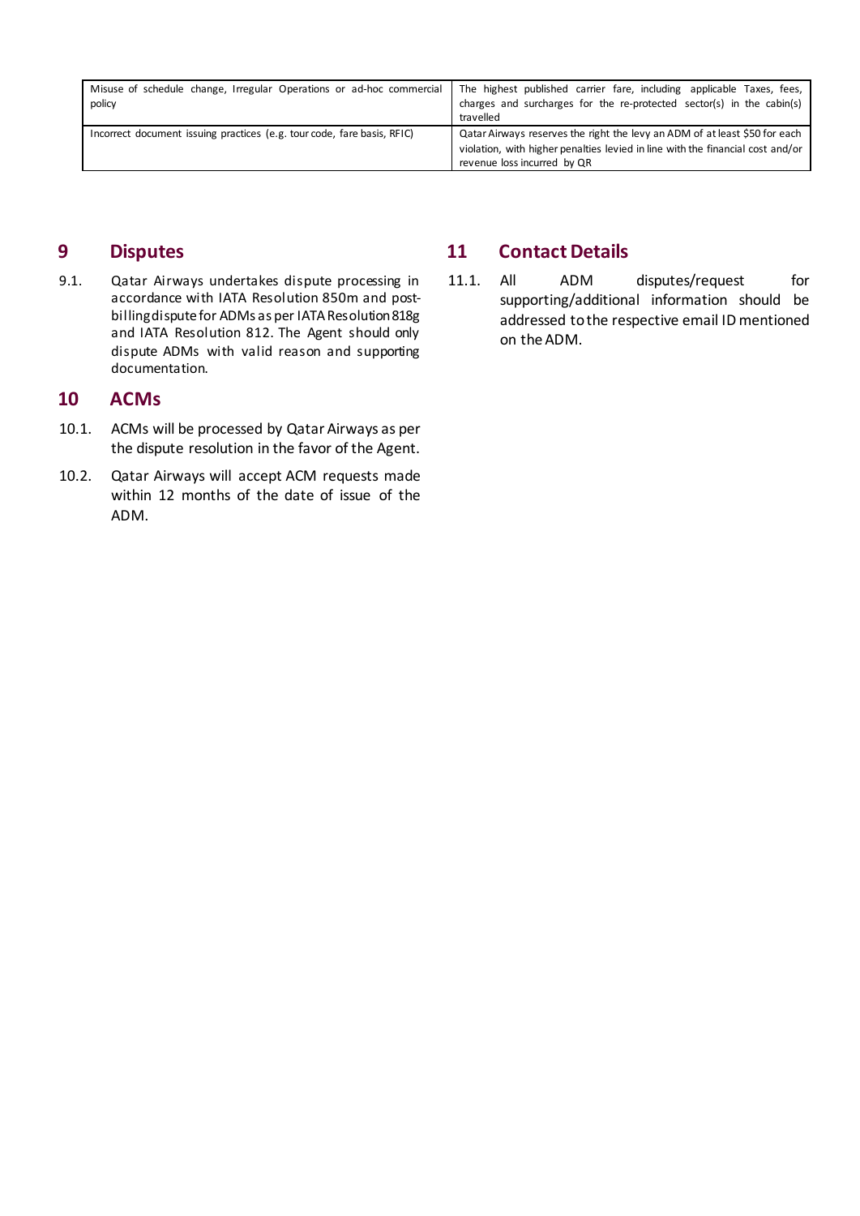| Misuse of schedule change, Irregular Operations or ad-hoc commercial policy | The highest published carrier fare, including applicable Taxes, fees, charges and surcharges for the re-protected sector(s) in the cabin(s) travelled |
|---|---|
| Incorrect document issuing practices (e.g. tour code, fare basis, RFIC) | Qatar Airways reserves the right the levy an ADM of at least $50 for each violation, with higher penalties levied in line with the financial cost and/or revenue loss incurred by QR |

## 9 Disputes

9.1. Qatar Airways undertakes dispute processing in accordance with IATA Resolution 850m and post-billing dispute for ADMs as per IATA Resolution 818g and IATA Resolution 812. The Agent should only dispute ADMs with valid reason and supporting documentation.

## 10 ACMs

10.1. ACMs will be processed by Qatar Airways as per the dispute resolution in the favor of the Agent.

10.2. Qatar Airways will accept ACM requests made within 12 months of the date of issue of the ADM.

## 11 Contact Details

11.1. All ADM disputes/request for supporting/additional information should be addressed to the respective email ID mentioned on the ADM.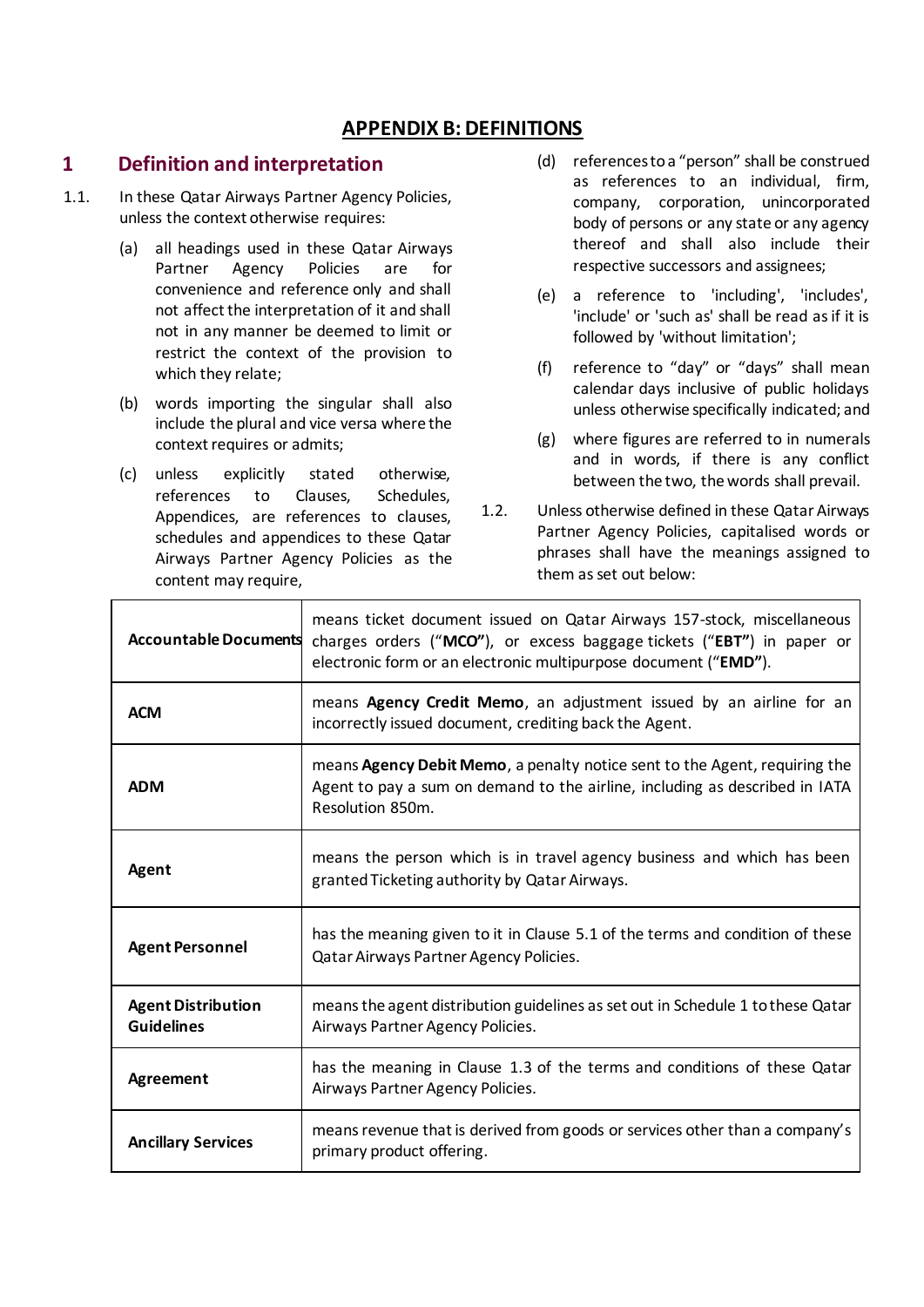# APPENDIX B: DEFINITIONS

## 1 Definition and interpretation

1.1. In these Qatar Airways Partner Agency Policies, unless the context otherwise requires:

(a) all headings used in these Qatar Airways Partner Agency Policies are for convenience and reference only and shall not affect the interpretation of it and shall not in any manner be deemed to limit or restrict the context of the provision to which they relate;

(b) words importing the singular shall also include the plural and vice versa where the context requires or admits;

(c) unless explicitly stated otherwise, references to Clauses, Schedules, Appendices, are references to clauses, schedules and appendices to these Qatar Airways Partner Agency Policies as the content may require,

(d) references to a "person" shall be construed as references to an individual, firm, company, corporation, unincorporated body of persons or any state or any agency thereof and shall also include their respective successors and assignees;

(e) a reference to 'including', 'includes', 'include' or 'such as' shall be read as if it is followed by 'without limitation';

(f) reference to "day" or "days" shall mean calendar days inclusive of public holidays unless otherwise specifically indicated; and

(g) where figures are referred to in numerals and in words, if there is any conflict between the two, the words shall prevail.

1.2. Unless otherwise defined in these Qatar Airways Partner Agency Policies, capitalised words or phrases shall have the meanings assigned to them as set out below:

| | |
|---|---|
| **Accountable Documents** | means ticket document issued on Qatar Airways 157-stock, miscellaneous charges orders ("**MCO**"), or excess baggage tickets ("**EBT**") in paper or electronic form or an electronic multipurpose document ("**EMD**"). |
| **ACM** | means **Agency Credit Memo**, an adjustment issued by an airline for an incorrectly issued document, crediting back the Agent. |
| **ADM** | means **Agency Debit Memo**, a penalty notice sent to the Agent, requiring the Agent to pay a sum on demand to the airline, including as described in IATA Resolution 850m. |
| **Agent** | means the person which is in travel agency business and which has been granted Ticketing authority by Qatar Airways. |
| **Agent Personnel** | has the meaning given to it in Clause 5.1 of the terms and condition of these Qatar Airways Partner Agency Policies. |
| **Agent Distribution Guidelines** | means the agent distribution guidelines as set out in Schedule 1 to these Qatar Airways Partner Agency Policies. |
| **Agreement** | has the meaning in Clause 1.3 of the terms and conditions of these Qatar Airways Partner Agency Policies. |
| **Ancillary Services** | means revenue that is derived from goods or services other than a company's primary product offering. |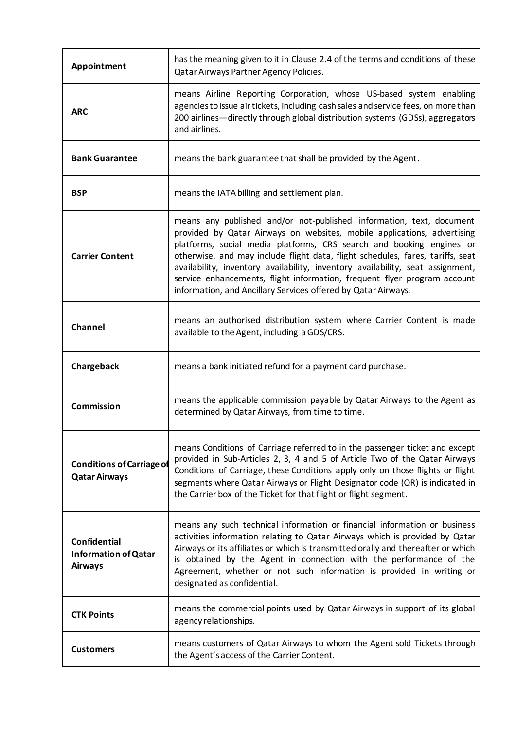| | |
|---|---|
| **Appointment** | has the meaning given to it in Clause 2.4 of the terms and conditions of these Qatar Airways Partner Agency Policies. |
| **ARC** | means Airline Reporting Corporation, whose US-based system enabling agencies to issue air tickets, including cash sales and service fees, on more than 200 airlines—directly through global distribution systems (GDSs), aggregators and airlines. |
| **Bank Guarantee** | means the bank guarantee that shall be provided by the Agent. |
| **BSP** | means the IATA billing and settlement plan. |
| **Carrier Content** | means any published and/or not-published information, text, document provided by Qatar Airways on websites, mobile applications, advertising platforms, social media platforms, CRS search and booking engines or otherwise, and may include flight data, flight schedules, fares, tariffs, seat availability, inventory availability, inventory availability, seat assignment, service enhancements, flight information, frequent flyer program account information, and Ancillary Services offered by Qatar Airways. |
| **Channel** | means an authorised distribution system where Carrier Content is made available to the Agent, including a GDS/CRS. |
| **Chargeback** | means a bank initiated refund for a payment card purchase. |
| **Commission** | means the applicable commission payable by Qatar Airways to the Agent as determined by Qatar Airways, from time to time. |
| **Conditions of Carriage of Qatar Airways** | means Conditions of Carriage referred to in the passenger ticket and except provided in Sub-Articles 2, 3, 4 and 5 of Article Two of the Qatar Airways Conditions of Carriage, these Conditions apply only on those flights or flight segments where Qatar Airways or Flight Designator code (QR) is indicated in the Carrier box of the Ticket for that flight or flight segment. |
| **Confidential Information of Qatar Airways** | means any such technical information or financial information or business activities information relating to Qatar Airways which is provided by Qatar Airways or its affiliates or which is transmitted orally and thereafter or which is obtained by the Agent in connection with the performance of the Agreement, whether or not such information is provided in writing or designated as confidential. |
| **CTK Points** | means the commercial points used by Qatar Airways in support of its global agency relationships. |
| **Customers** | means customers of Qatar Airways to whom the Agent sold Tickets through the Agent's access of the Carrier Content. |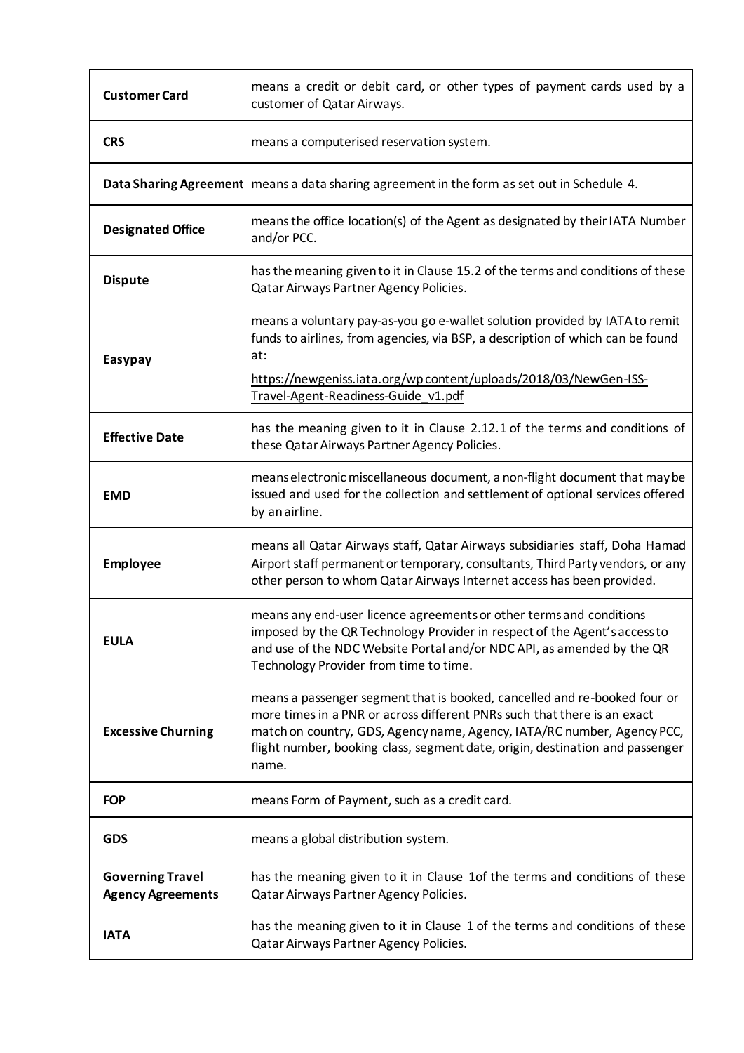| | |
|---|---|
| **Customer Card** | means a credit or debit card, or other types of payment cards used by a customer of Qatar Airways. |
| **CRS** | means a computerised reservation system. |
| **Data Sharing Agreement** | means a data sharing agreement in the form as set out in Schedule 4. |
| **Designated Office** | means the office location(s) of the Agent as designated by their IATA Number and/or PCC. |
| **Dispute** | has the meaning given to it in Clause 15.2 of the terms and conditions of these Qatar Airways Partner Agency Policies. |
| **Easypay** | means a voluntary pay-as-you go e-wallet solution provided by IATA to remit funds to airlines, from agencies, via BSP, a description of which can be found at: https://newgeniss.iata.org/wp content/uploads/2018/03/NewGen-ISS-Travel-Agent-Readiness-Guide_v1.pdf |
| **Effective Date** | has the meaning given to it in Clause 2.12.1 of the terms and conditions of these Qatar Airways Partner Agency Policies. |
| **EMD** | means electronic miscellaneous document, a non-flight document that may be issued and used for the collection and settlement of optional services offered by an airline. |
| **Employee** | means all Qatar Airways staff, Qatar Airways subsidiaries staff, Doha Hamad Airport staff permanent or temporary, consultants, Third Party vendors, or any other person to whom Qatar Airways Internet access has been provided. |
| **EULA** | means any end-user licence agreements or other terms and conditions imposed by the QR Technology Provider in respect of the Agent's access to and use of the NDC Website Portal and/or NDC API, as amended by the QR Technology Provider from time to time. |
| **Excessive Churning** | means a passenger segment that is booked, cancelled and re-booked four or more times in a PNR or across different PNRs such that there is an exact match on country, GDS, Agency name, Agency, IATA/RC number, Agency PCC, flight number, booking class, segment date, origin, destination and passenger name. |
| **FOP** | means Form of Payment, such as a credit card. |
| **GDS** | means a global distribution system. |
| **Governing Travel Agency Agreements** | has the meaning given to it in Clause 1of the terms and conditions of these Qatar Airways Partner Agency Policies. |
| **IATA** | has the meaning given to it in Clause 1 of the terms and conditions of these Qatar Airways Partner Agency Policies. |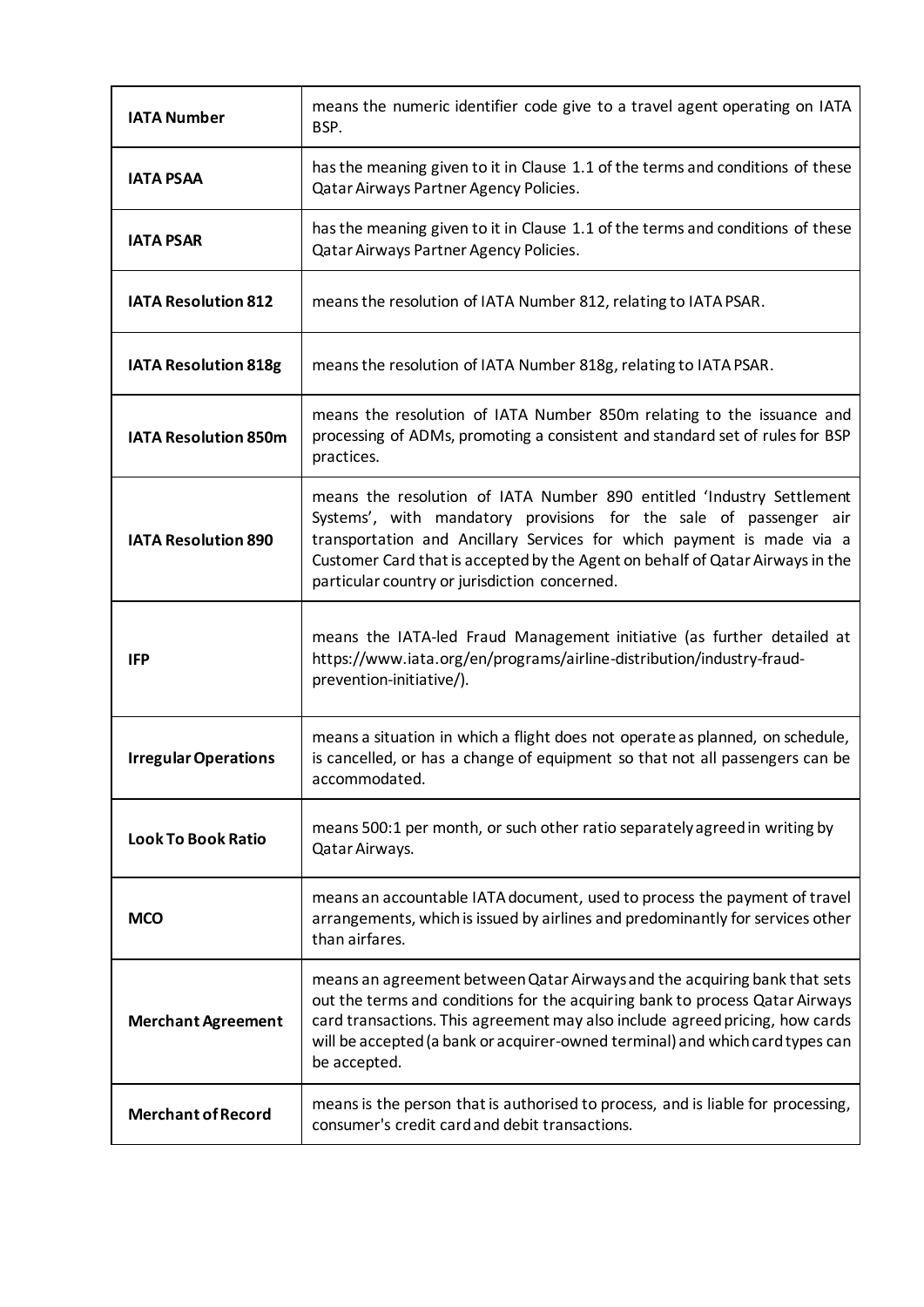| | |
|---|---|
| **IATA Number** | means the numeric identifier code give to a travel agent operating on IATA BSP. |
| **IATA PSAA** | has the meaning given to it in Clause 1.1 of the terms and conditions of these Qatar Airways Partner Agency Policies. |
| **IATA PSAR** | has the meaning given to it in Clause 1.1 of the terms and conditions of these Qatar Airways Partner Agency Policies. |
| **IATA Resolution 812** | means the resolution of IATA Number 812, relating to IATA PSAR. |
| **IATA Resolution 818g** | means the resolution of IATA Number 818g, relating to IATA PSAR. |
| **IATA Resolution 850m** | means the resolution of IATA Number 850m relating to the issuance and processing of ADMs, promoting a consistent and standard set of rules for BSP practices. |
| **IATA Resolution 890** | means the resolution of IATA Number 890 entitled 'Industry Settlement Systems', with mandatory provisions for the sale of passenger air transportation and Ancillary Services for which payment is made via a Customer Card that is accepted by the Agent on behalf of Qatar Airways in the particular country or jurisdiction concerned. |
| **IFP** | means the IATA-led Fraud Management initiative (as further detailed at https://www.iata.org/en/programs/airline-distribution/industry-fraud-prevention-initiative/). |
| **Irregular Operations** | means a situation in which a flight does not operate as planned, on schedule, is cancelled, or has a change of equipment so that not all passengers can be accommodated. |
| **Look To Book Ratio** | means 500:1 per month, or such other ratio separately agreed in writing by Qatar Airways. |
| **MCO** | means an accountable IATA document, used to process the payment of travel arrangements, which is issued by airlines and predominantly for services other than airfares. |
| **Merchant Agreement** | means an agreement between Qatar Airways and the acquiring bank that sets out the terms and conditions for the acquiring bank to process Qatar Airways card transactions. This agreement may also include agreed pricing, how cards will be accepted (a bank or acquirer-owned terminal) and which card types can be accepted. |
| **Merchant of Record** | means is the person that is authorised to process, and is liable for processing, consumer's credit card and debit transactions. |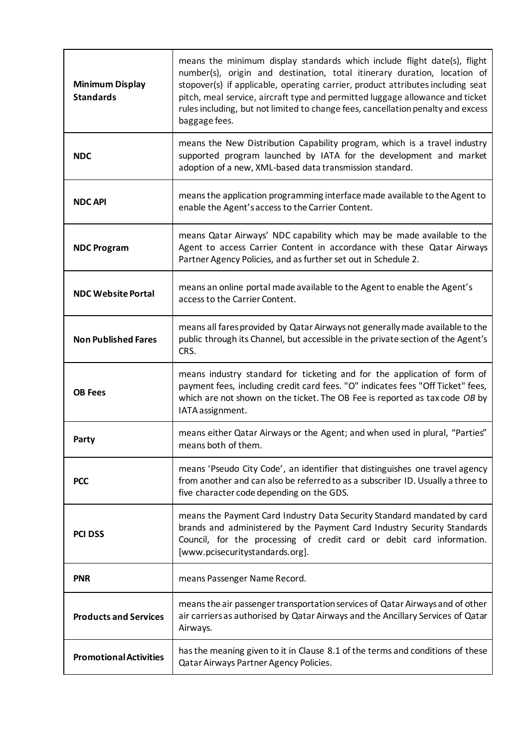| | |
|---|---|
| **Minimum Display Standards** | means the minimum display standards which include flight date(s), flight number(s), origin and destination, total itinerary duration, location of stopover(s) if applicable, operating carrier, product attributes including seat pitch, meal service, aircraft type and permitted luggage allowance and ticket rules including, but not limited to change fees, cancellation penalty and excess baggage fees. |
| **NDC** | means the New Distribution Capability program, which is a travel industry supported program launched by IATA for the development and market adoption of a new, XML-based data transmission standard. |
| **NDC API** | means the application programming interface made available to the Agent to enable the Agent's access to the Carrier Content. |
| **NDC Program** | means Qatar Airways' NDC capability which may be made available to the Agent to access Carrier Content in accordance with these Qatar Airways Partner Agency Policies, and as further set out in Schedule 2. |
| **NDC Website Portal** | means an online portal made available to the Agent to enable the Agent's access to the Carrier Content. |
| **Non Published Fares** | means all fares provided by Qatar Airways not generally made available to the public through its Channel, but accessible in the private section of the Agent's CRS. |
| **OB Fees** | means industry standard for ticketing and for the application of form of payment fees, including credit card fees. "O" indicates fees "Off Ticket" fees, which are not shown on the ticket. The OB Fee is reported as tax code *OB* by IATA assignment. |
| **Party** | means either Qatar Airways or the Agent; and when used in plural, "Parties" means both of them. |
| **PCC** | means 'Pseudo City Code', an identifier that distinguishes one travel agency from another and can also be referred to as a subscriber ID. Usually a three to five character code depending on the GDS. |
| **PCI DSS** | means the Payment Card Industry Data Security Standard mandated by card brands and administered by the Payment Card Industry Security Standards Council, for the processing of credit card or debit card information. [www.pcisecuritystandards.org]. |
| **PNR** | means Passenger Name Record. |
| **Products and Services** | means the air passenger transportation services of Qatar Airways and of other air carriers as authorised by Qatar Airways and the Ancillary Services of Qatar Airways. |
| **Promotional Activities** | has the meaning given to it in Clause 8.1 of the terms and conditions of these Qatar Airways Partner Agency Policies. |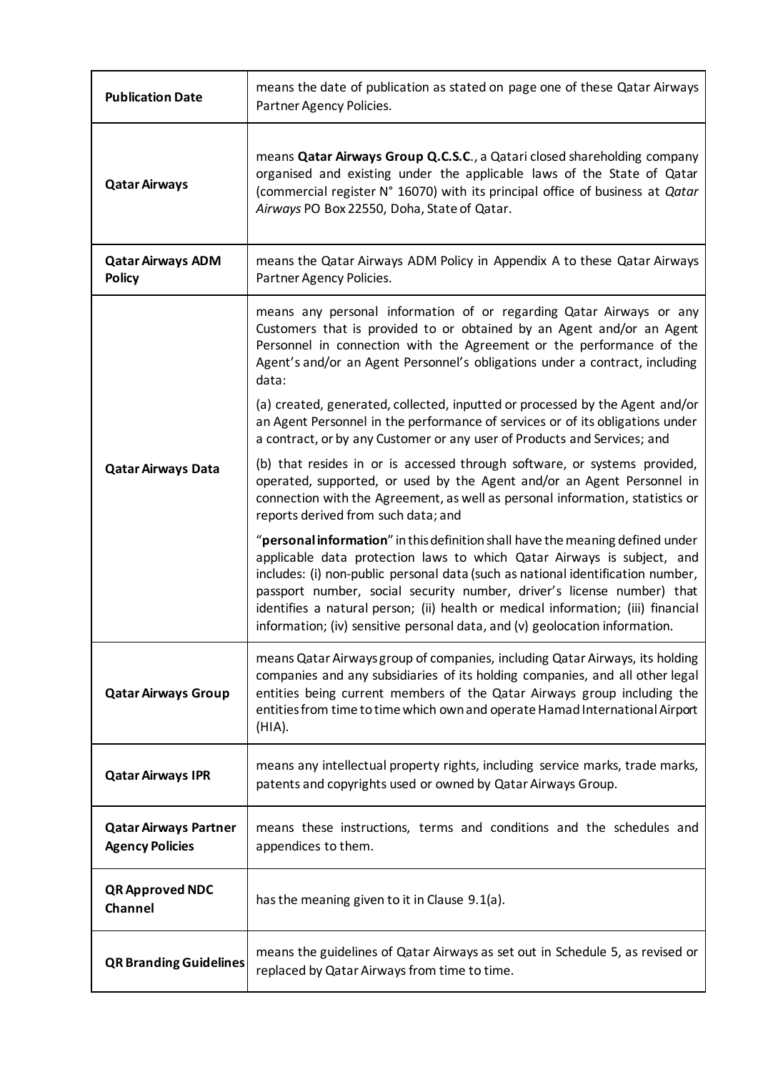| | |
|---|---|
| **Publication Date** | means the date of publication as stated on page one of these Qatar Airways Partner Agency Policies. |
| **Qatar Airways** | means **Qatar Airways Group Q.C.S.C.**, a Qatari closed shareholding company organised and existing under the applicable laws of the State of Qatar (commercial register N° 16070) with its principal office of business at *Qatar Airways* PO Box 22550, Doha, State of Qatar. |
| **Qatar Airways ADM Policy** | means the Qatar Airways ADM Policy in Appendix A to these Qatar Airways Partner Agency Policies. |
| **Qatar Airways Data** | means any personal information of or regarding Qatar Airways or any Customers that is provided to or obtained by an Agent and/or an Agent Personnel in connection with the Agreement or the performance of the Agent's and/or an Agent Personnel's obligations under a contract, including data:<br><br>(a) created, generated, collected, inputted or processed by the Agent and/or an Agent Personnel in the performance of services or of its obligations under a contract, or by any Customer or any user of Products and Services; and<br><br>(b) that resides in or is accessed through software, or systems provided, operated, supported, or used by the Agent and/or an Agent Personnel in connection with the Agreement, as well as personal information, statistics or reports derived from such data; and<br><br>"**personal information**" in this definition shall have the meaning defined under applicable data protection laws to which Qatar Airways is subject, and includes: (i) non-public personal data (such as national identification number, passport number, social security number, driver's license number) that identifies a natural person; (ii) health or medical information; (iii) financial information; (iv) sensitive personal data, and (v) geolocation information. |
| **Qatar Airways Group** | means Qatar Airways group of companies, including Qatar Airways, its holding companies and any subsidiaries of its holding companies, and all other legal entities being current members of the Qatar Airways group including the entities from time to time which own and operate Hamad International Airport (HIA). |
| **Qatar Airways IPR** | means any intellectual property rights, including service marks, trade marks, patents and copyrights used or owned by Qatar Airways Group. |
| **Qatar Airways Partner Agency Policies** | means these instructions, terms and conditions and the schedules and appendices to them. |
| **QR Approved NDC Channel** | has the meaning given to it in Clause 9.1(a). |
| **QR Branding Guidelines** | means the guidelines of Qatar Airways as set out in Schedule 5, as revised or replaced by Qatar Airways from time to time. |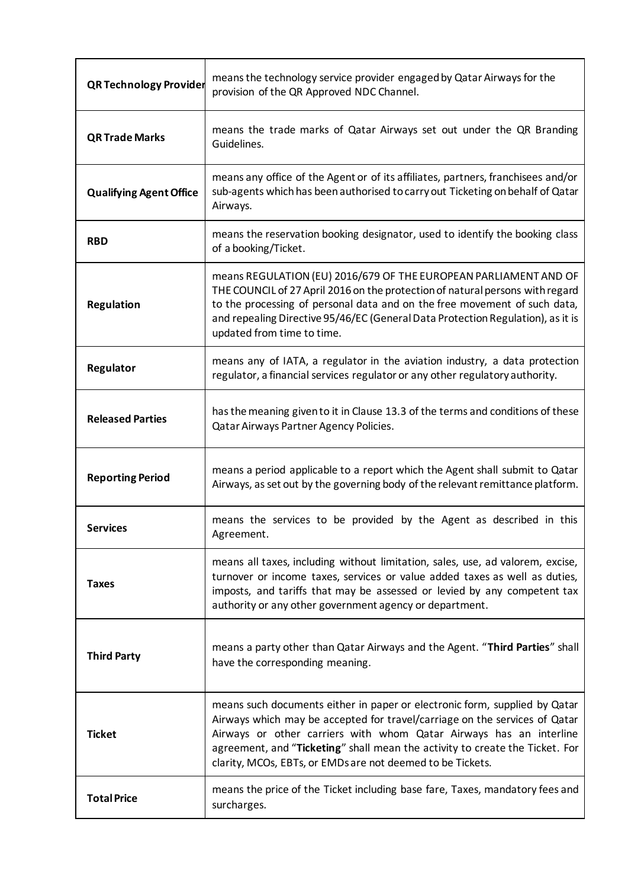| | |
|---|---|
| **QR Technology Provider** | means the technology service provider engaged by Qatar Airways for the provision of the QR Approved NDC Channel. |
| **QR Trade Marks** | means the trade marks of Qatar Airways set out under the QR Branding Guidelines. |
| **Qualifying Agent Office** | means any office of the Agent or of its affiliates, partners, franchisees and/or sub-agents which has been authorised to carry out Ticketing on behalf of Qatar Airways. |
| **RBD** | means the reservation booking designator, used to identify the booking class of a booking/Ticket. |
| **Regulation** | means REGULATION (EU) 2016/679 OF THE EUROPEAN PARLIAMENT AND OF THE COUNCIL of 27 April 2016 on the protection of natural persons with regard to the processing of personal data and on the free movement of such data, and repealing Directive 95/46/EC (General Data Protection Regulation), as it is updated from time to time. |
| **Regulator** | means any of IATA, a regulator in the aviation industry, a data protection regulator, a financial services regulator or any other regulatory authority. |
| **Released Parties** | has the meaning given to it in Clause 13.3 of the terms and conditions of these Qatar Airways Partner Agency Policies. |
| **Reporting Period** | means a period applicable to a report which the Agent shall submit to Qatar Airways, as set out by the governing body of the relevant remittance platform. |
| **Services** | means the services to be provided by the Agent as described in this Agreement. |
| **Taxes** | means all taxes, including without limitation, sales, use, ad valorem, excise, turnover or income taxes, services or value added taxes as well as duties, imposts, and tariffs that may be assessed or levied by any competent tax authority or any other government agency or department. |
| **Third Party** | means a party other than Qatar Airways and the Agent. "**Third Parties**" shall have the corresponding meaning. |
| **Ticket** | means such documents either in paper or electronic form, supplied by Qatar Airways which may be accepted for travel/carriage on the services of Qatar Airways or other carriers with whom Qatar Airways has an interline agreement, and "**Ticketing**" shall mean the activity to create the Ticket. For clarity, MCOs, EBTs, or EMDs are not deemed to be Tickets. |
| **Total Price** | means the price of the Ticket including base fare, Taxes, mandatory fees and surcharges. |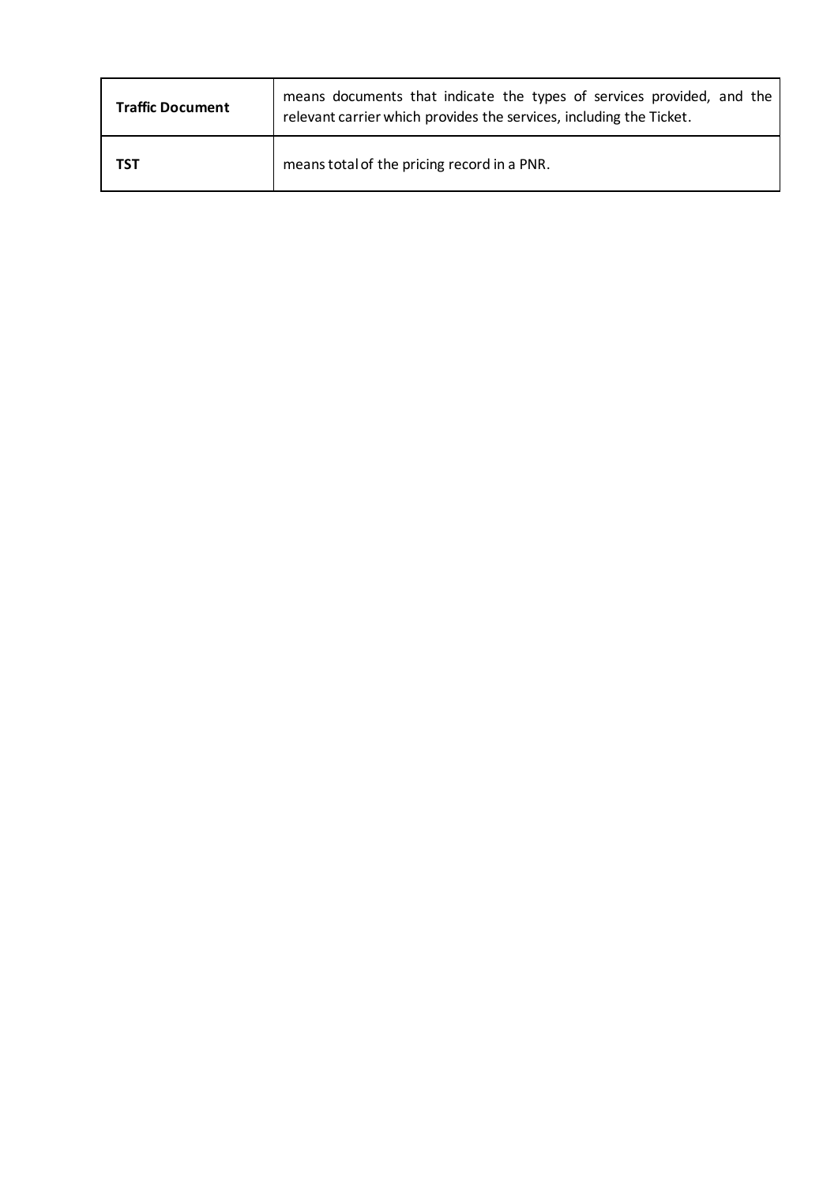| | |
|---|---|
| **Traffic Document** | means documents that indicate the types of services provided, and the relevant carrier which provides the services, including the Ticket. |
| **TST** | means total of the pricing record in a PNR. |